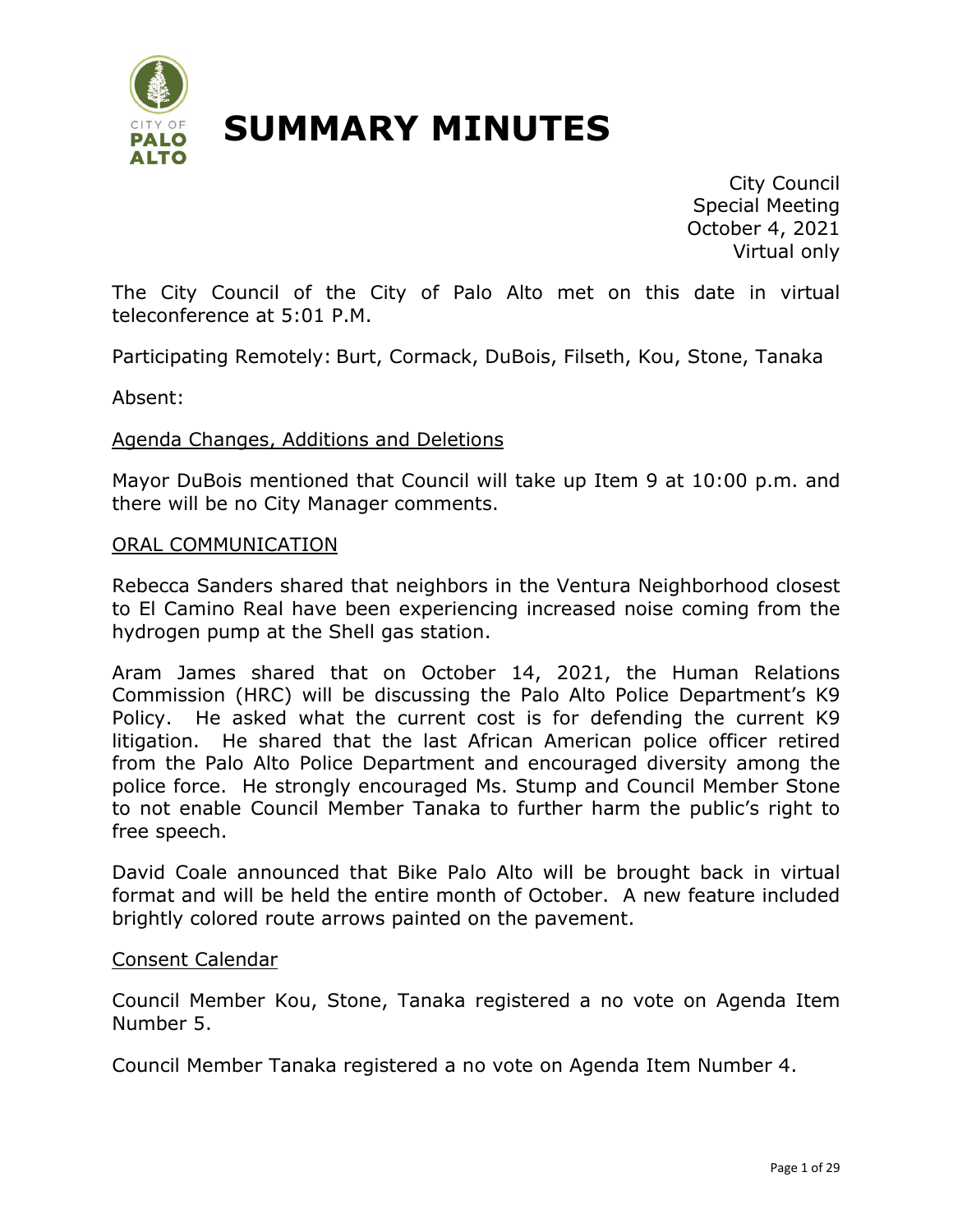# SUMMARY MINUTES

City Council
Special Meeting
October 4, 2021
Virtual only

The City Council of the City of Palo Alto met on this date in virtual teleconference at 5:01 P.M.

Participating Remotely: Burt, Cormack, DuBois, Filseth, Kou, Stone, Tanaka

Absent:

Agenda Changes, Additions and Deletions

Mayor DuBois mentioned that Council will take up Item 9 at 10:00 p.m. and there will be no City Manager comments.

ORAL COMMUNICATION

Rebecca Sanders shared that neighbors in the Ventura Neighborhood closest to El Camino Real have been experiencing increased noise coming from the hydrogen pump at the Shell gas station.

Aram James shared that on October 14, 2021, the Human Relations Commission (HRC) will be discussing the Palo Alto Police Department's K9 Policy. He asked what the current cost is for defending the current K9 litigation. He shared that the last African American police officer retired from the Palo Alto Police Department and encouraged diversity among the police force. He strongly encouraged Ms. Stump and Council Member Stone to not enable Council Member Tanaka to further harm the public's right to free speech.

David Coale announced that Bike Palo Alto will be brought back in virtual format and will be held the entire month of October. A new feature included brightly colored route arrows painted on the pavement.

Consent Calendar

Council Member Kou, Stone, Tanaka registered a no vote on Agenda Item Number 5.

Council Member Tanaka registered a no vote on Agenda Item Number 4.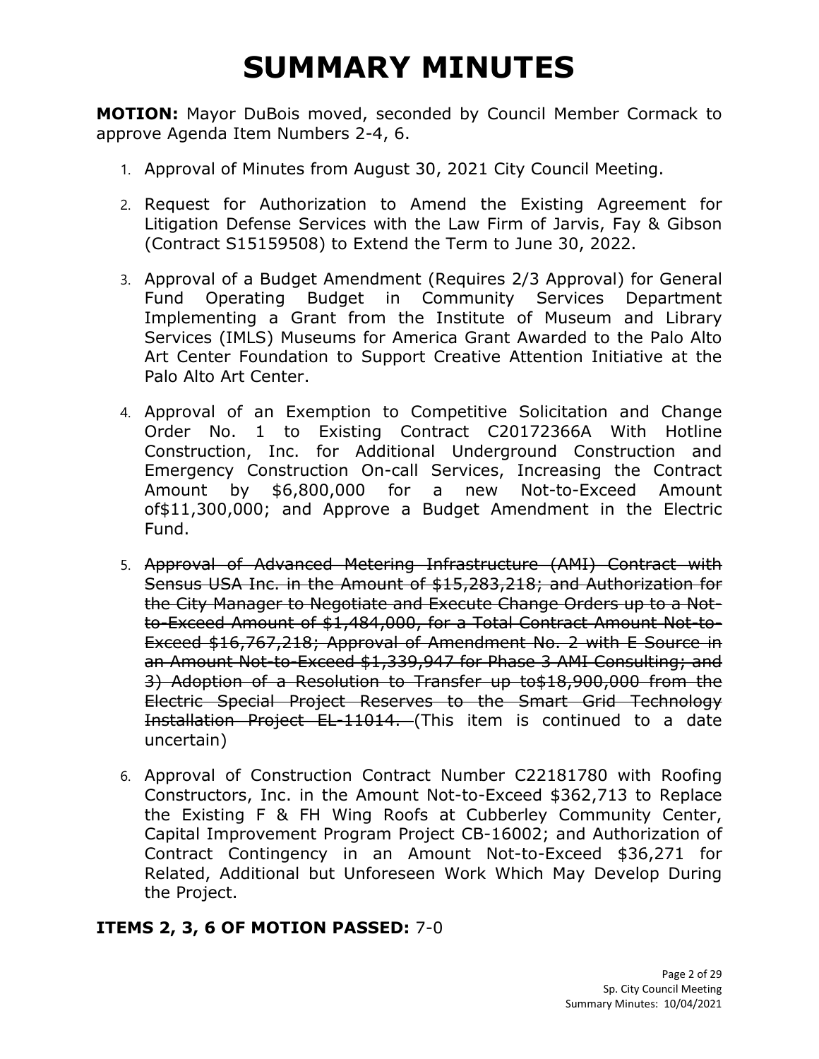# SUMMARY MINUTES

**MOTION:** Mayor DuBois moved, seconded by Council Member Cormack to approve Agenda Item Numbers 2-4, 6.

1. Approval of Minutes from August 30, 2021 City Council Meeting.

2. Request for Authorization to Amend the Existing Agreement for Litigation Defense Services with the Law Firm of Jarvis, Fay & Gibson (Contract S15159508) to Extend the Term to June 30, 2022.

3. Approval of a Budget Amendment (Requires 2/3 Approval) for General Fund Operating Budget in Community Services Department Implementing a Grant from the Institute of Museum and Library Services (IMLS) Museums for America Grant Awarded to the Palo Alto Art Center Foundation to Support Creative Attention Initiative at the Palo Alto Art Center.

4. Approval of an Exemption to Competitive Solicitation and Change Order No. 1 to Existing Contract C20172366A With Hotline Construction, Inc. for Additional Underground Construction and Emergency Construction On-call Services, Increasing the Contract Amount by $6,800,000 for a new Not-to-Exceed Amount of$11,300,000; and Approve a Budget Amendment in the Electric Fund.

5. ~~Approval of Advanced Metering Infrastructure (AMI) Contract with Sensus USA Inc. in the Amount of $15,283,218; and Authorization for the City Manager to Negotiate and Execute Change Orders up to a Not-to-Exceed Amount of $1,484,000, for a Total Contract Amount Not-to-Exceed $16,767,218; Approval of Amendment No. 2 with E Source in an Amount Not-to-Exceed $1,339,947 for Phase 3 AMI Consulting; and 3) Adoption of a Resolution to Transfer up to$18,900,000 from the Electric Special Project Reserves to the Smart Grid Technology Installation Project EL-11014.~~ (This item is continued to a date uncertain)

6. Approval of Construction Contract Number C22181780 with Roofing Constructors, Inc. in the Amount Not-to-Exceed $362,713 to Replace the Existing F & FH Wing Roofs at Cubberley Community Center, Capital Improvement Program Project CB-16002; and Authorization of Contract Contingency in an Amount Not-to-Exceed $36,271 for Related, Additional but Unforeseen Work Which May Develop During the Project.

**ITEMS 2, 3, 6 OF MOTION PASSED:** 7-0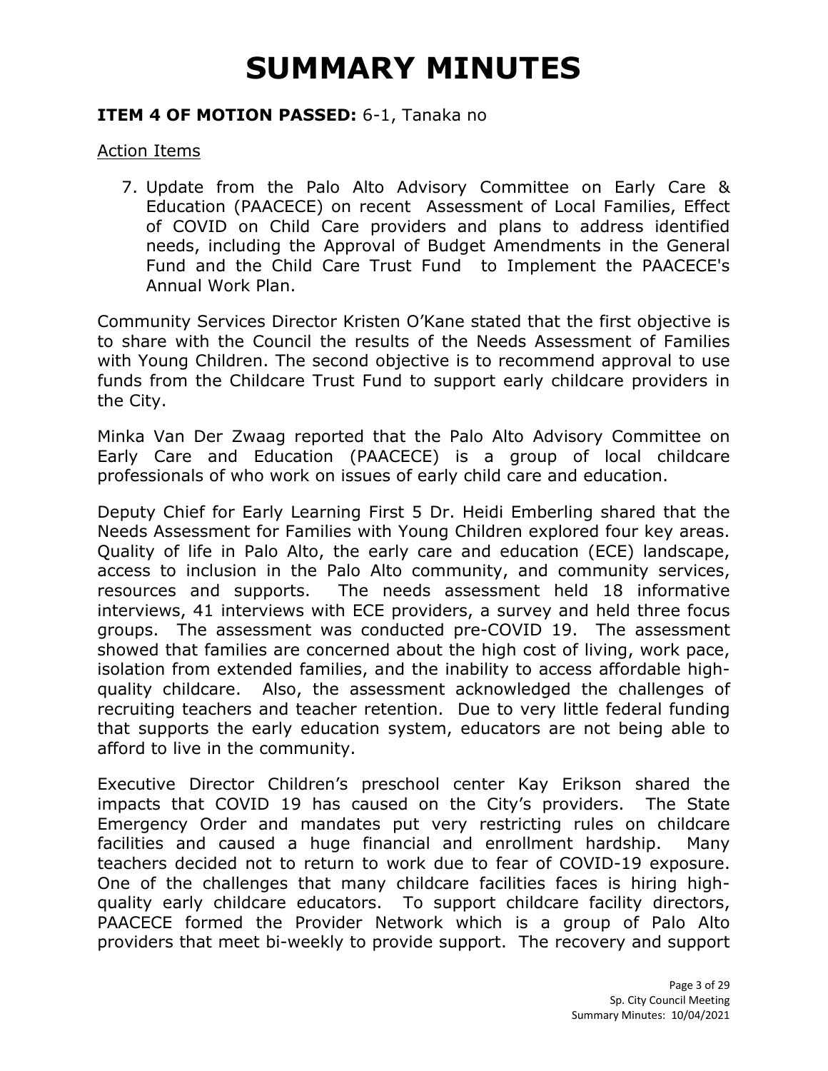# SUMMARY MINUTES

**ITEM 4 OF MOTION PASSED:** 6-1, Tanaka no

Action Items

7. Update from the Palo Alto Advisory Committee on Early Care & Education (PAACECE) on recent Assessment of Local Families, Effect of COVID on Child Care providers and plans to address identified needs, including the Approval of Budget Amendments in the General Fund and the Child Care Trust Fund to Implement the PAACECE's Annual Work Plan.

Community Services Director Kristen O'Kane stated that the first objective is to share with the Council the results of the Needs Assessment of Families with Young Children. The second objective is to recommend approval to use funds from the Childcare Trust Fund to support early childcare providers in the City.

Minka Van Der Zwaag reported that the Palo Alto Advisory Committee on Early Care and Education (PAACECE) is a group of local childcare professionals of who work on issues of early child care and education.

Deputy Chief for Early Learning First 5 Dr. Heidi Emberling shared that the Needs Assessment for Families with Young Children explored four key areas. Quality of life in Palo Alto, the early care and education (ECE) landscape, access to inclusion in the Palo Alto community, and community services, resources and supports. The needs assessment held 18 informative interviews, 41 interviews with ECE providers, a survey and held three focus groups. The assessment was conducted pre-COVID 19. The assessment showed that families are concerned about the high cost of living, work pace, isolation from extended families, and the inability to access affordable high-quality childcare. Also, the assessment acknowledged the challenges of recruiting teachers and teacher retention. Due to very little federal funding that supports the early education system, educators are not being able to afford to live in the community.

Executive Director Children's preschool center Kay Erikson shared the impacts that COVID 19 has caused on the City's providers. The State Emergency Order and mandates put very restricting rules on childcare facilities and caused a huge financial and enrollment hardship. Many teachers decided not to return to work due to fear of COVID-19 exposure. One of the challenges that many childcare facilities faces is hiring high-quality early childcare educators. To support childcare facility directors, PAACECE formed the Provider Network which is a group of Palo Alto providers that meet bi-weekly to provide support. The recovery and support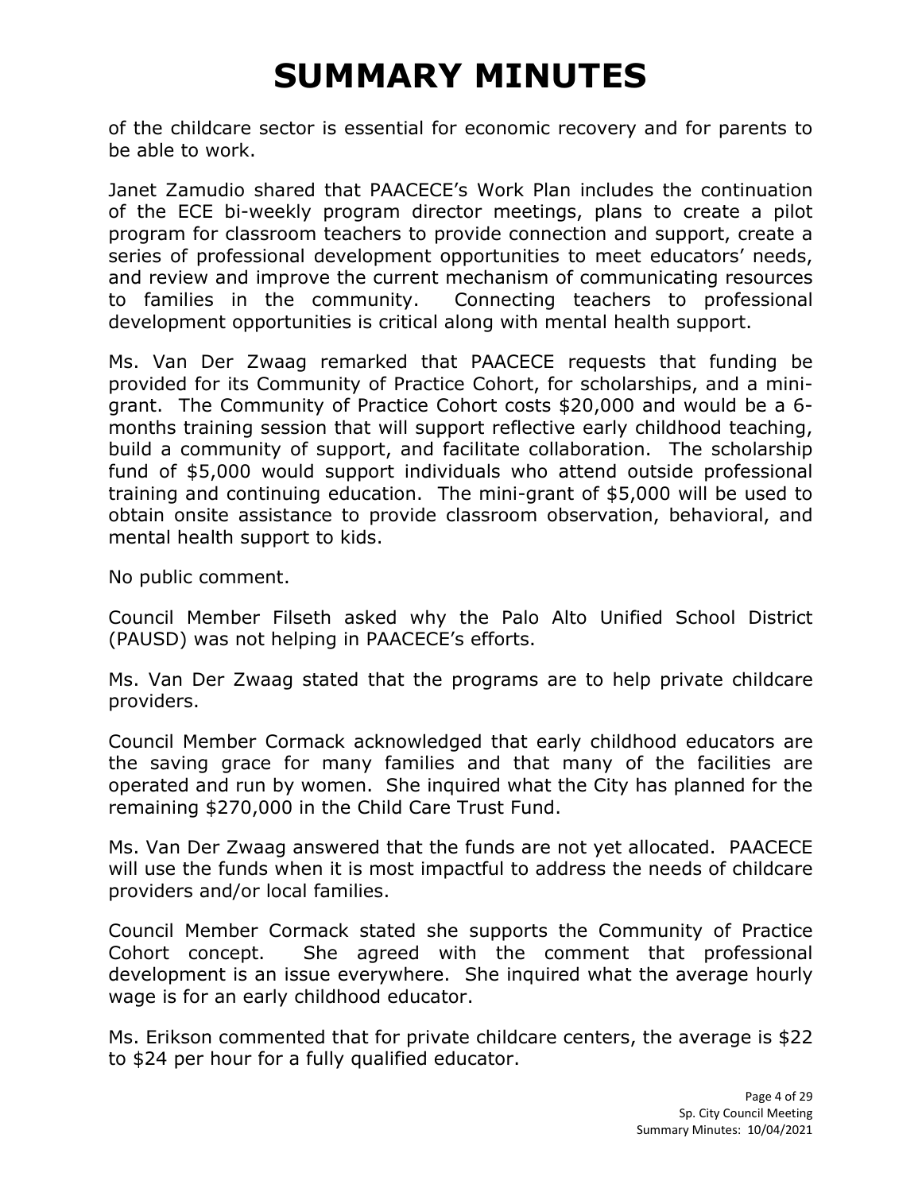of the childcare sector is essential for economic recovery and for parents to be able to work.

Janet Zamudio shared that PAACECE's Work Plan includes the continuation of the ECE bi-weekly program director meetings, plans to create a pilot program for classroom teachers to provide connection and support, create a series of professional development opportunities to meet educators' needs, and review and improve the current mechanism of communicating resources to families in the community. Connecting teachers to professional development opportunities is critical along with mental health support.

Ms. Van Der Zwaag remarked that PAACECE requests that funding be provided for its Community of Practice Cohort, for scholarships, and a mini-grant. The Community of Practice Cohort costs $20,000 and would be a 6-months training session that will support reflective early childhood teaching, build a community of support, and facilitate collaboration. The scholarship fund of $5,000 would support individuals who attend outside professional training and continuing education. The mini-grant of $5,000 will be used to obtain onsite assistance to provide classroom observation, behavioral, and mental health support to kids.

No public comment.

Council Member Filseth asked why the Palo Alto Unified School District (PAUSD) was not helping in PAACECE's efforts.

Ms. Van Der Zwaag stated that the programs are to help private childcare providers.

Council Member Cormack acknowledged that early childhood educators are the saving grace for many families and that many of the facilities are operated and run by women. She inquired what the City has planned for the remaining $270,000 in the Child Care Trust Fund.

Ms. Van Der Zwaag answered that the funds are not yet allocated. PAACECE will use the funds when it is most impactful to address the needs of childcare providers and/or local families.

Council Member Cormack stated she supports the Community of Practice Cohort concept. She agreed with the comment that professional development is an issue everywhere. She inquired what the average hourly wage is for an early childhood educator.

Ms. Erikson commented that for private childcare centers, the average is $22 to $24 per hour for a fully qualified educator.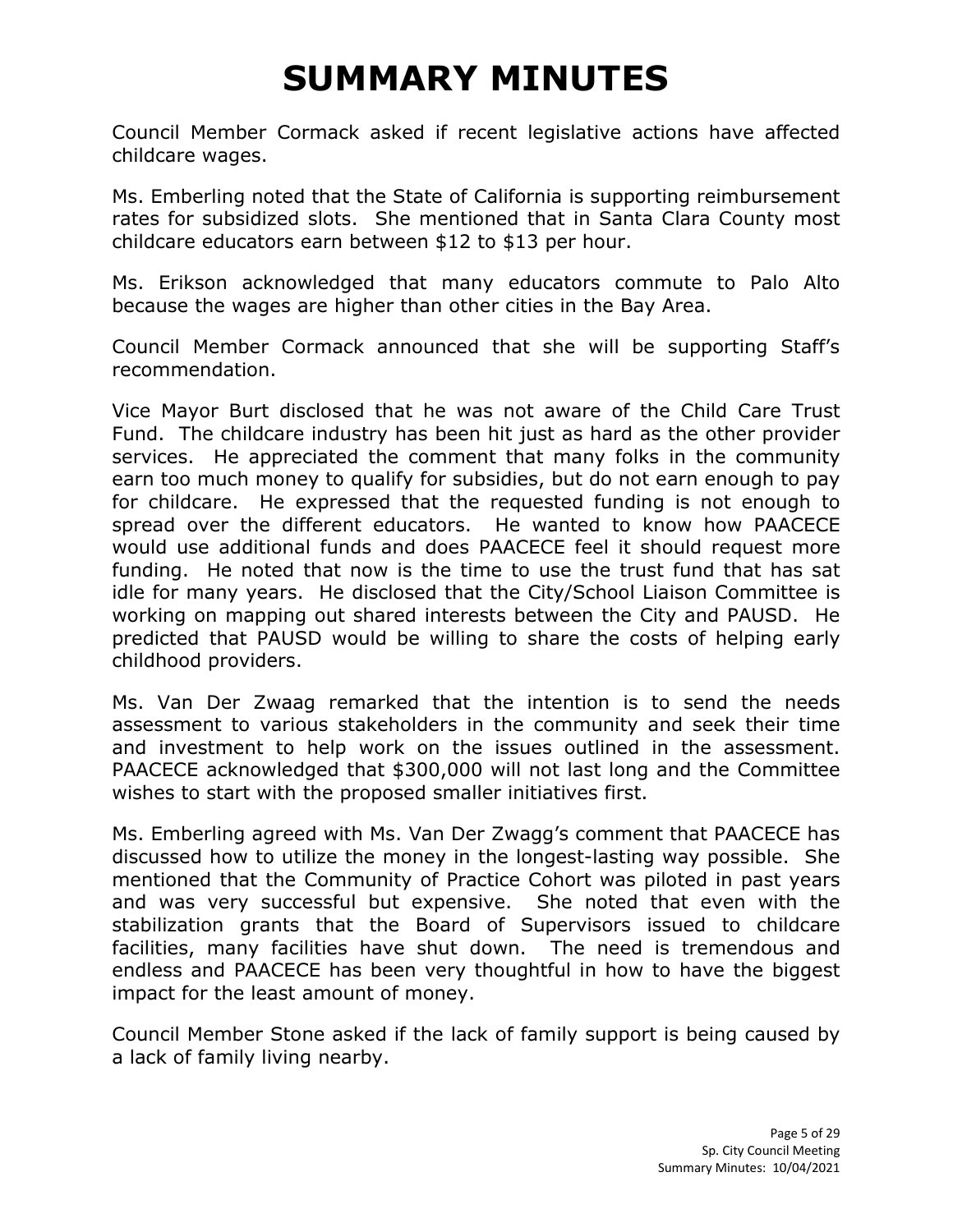# SUMMARY MINUTES

Council Member Cormack asked if recent legislative actions have affected childcare wages.

Ms. Emberling noted that the State of California is supporting reimbursement rates for subsidized slots. She mentioned that in Santa Clara County most childcare educators earn between $12 to $13 per hour.

Ms. Erikson acknowledged that many educators commute to Palo Alto because the wages are higher than other cities in the Bay Area.

Council Member Cormack announced that she will be supporting Staff's recommendation.

Vice Mayor Burt disclosed that he was not aware of the Child Care Trust Fund. The childcare industry has been hit just as hard as the other provider services. He appreciated the comment that many folks in the community earn too much money to qualify for subsidies, but do not earn enough to pay for childcare. He expressed that the requested funding is not enough to spread over the different educators. He wanted to know how PAACECE would use additional funds and does PAACECE feel it should request more funding. He noted that now is the time to use the trust fund that has sat idle for many years. He disclosed that the City/School Liaison Committee is working on mapping out shared interests between the City and PAUSD. He predicted that PAUSD would be willing to share the costs of helping early childhood providers.

Ms. Van Der Zwaag remarked that the intention is to send the needs assessment to various stakeholders in the community and seek their time and investment to help work on the issues outlined in the assessment. PAACECE acknowledged that $300,000 will not last long and the Committee wishes to start with the proposed smaller initiatives first.

Ms. Emberling agreed with Ms. Van Der Zwagg's comment that PAACECE has discussed how to utilize the money in the longest-lasting way possible. She mentioned that the Community of Practice Cohort was piloted in past years and was very successful but expensive. She noted that even with the stabilization grants that the Board of Supervisors issued to childcare facilities, many facilities have shut down. The need is tremendous and endless and PAACECE has been very thoughtful in how to have the biggest impact for the least amount of money.

Council Member Stone asked if the lack of family support is being caused by a lack of family living nearby.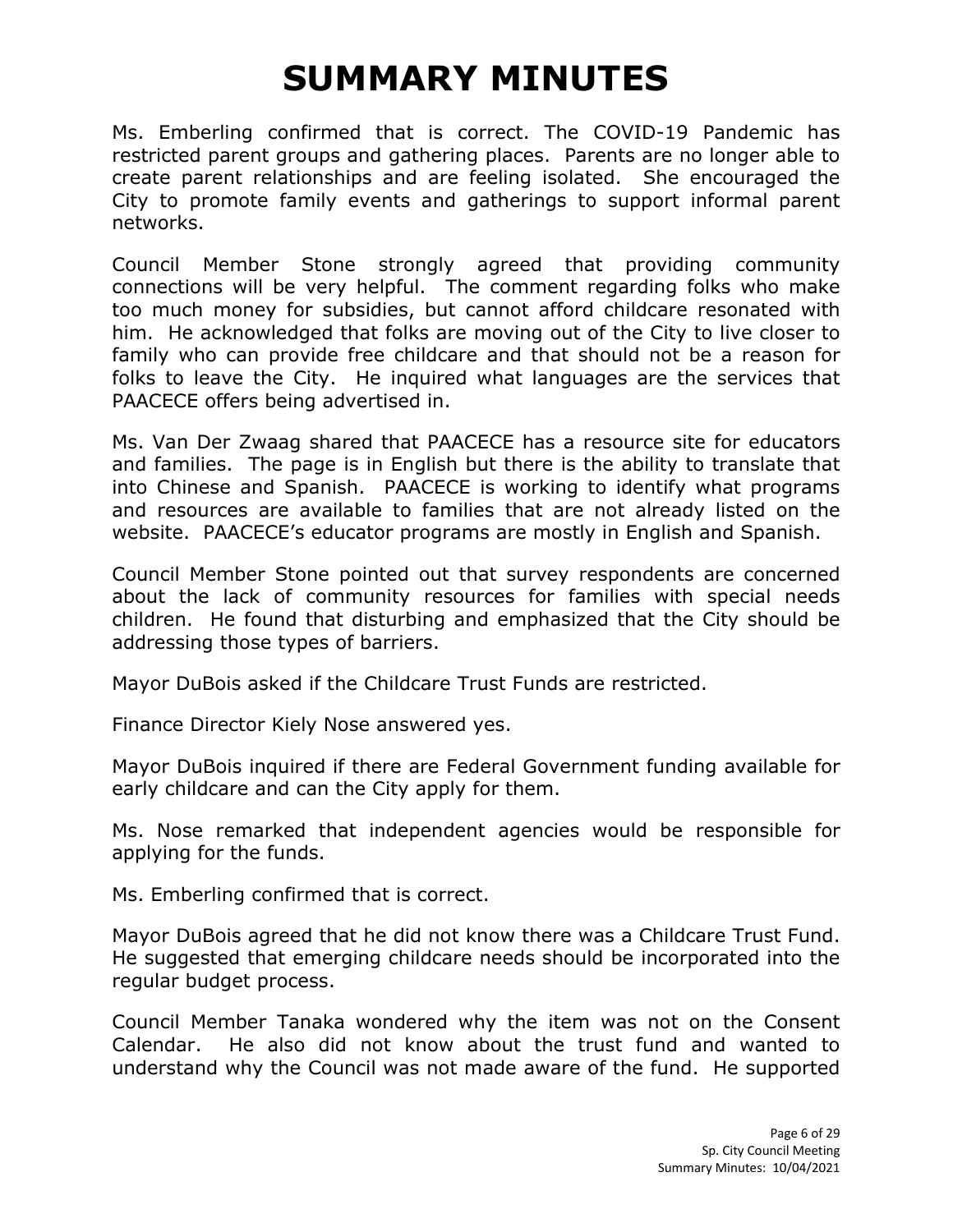# SUMMARY MINUTES

Ms. Emberling confirmed that is correct. The COVID-19 Pandemic has restricted parent groups and gathering places. Parents are no longer able to create parent relationships and are feeling isolated. She encouraged the City to promote family events and gatherings to support informal parent networks.

Council Member Stone strongly agreed that providing community connections will be very helpful. The comment regarding folks who make too much money for subsidies, but cannot afford childcare resonated with him. He acknowledged that folks are moving out of the City to live closer to family who can provide free childcare and that should not be a reason for folks to leave the City. He inquired what languages are the services that PAACECE offers being advertised in.

Ms. Van Der Zwaag shared that PAACECE has a resource site for educators and families. The page is in English but there is the ability to translate that into Chinese and Spanish. PAACECE is working to identify what programs and resources are available to families that are not already listed on the website. PAACECE's educator programs are mostly in English and Spanish.

Council Member Stone pointed out that survey respondents are concerned about the lack of community resources for families with special needs children. He found that disturbing and emphasized that the City should be addressing those types of barriers.

Mayor DuBois asked if the Childcare Trust Funds are restricted.

Finance Director Kiely Nose answered yes.

Mayor DuBois inquired if there are Federal Government funding available for early childcare and can the City apply for them.

Ms. Nose remarked that independent agencies would be responsible for applying for the funds.

Ms. Emberling confirmed that is correct.

Mayor DuBois agreed that he did not know there was a Childcare Trust Fund. He suggested that emerging childcare needs should be incorporated into the regular budget process.

Council Member Tanaka wondered why the item was not on the Consent Calendar. He also did not know about the trust fund and wanted to understand why the Council was not made aware of the fund. He supported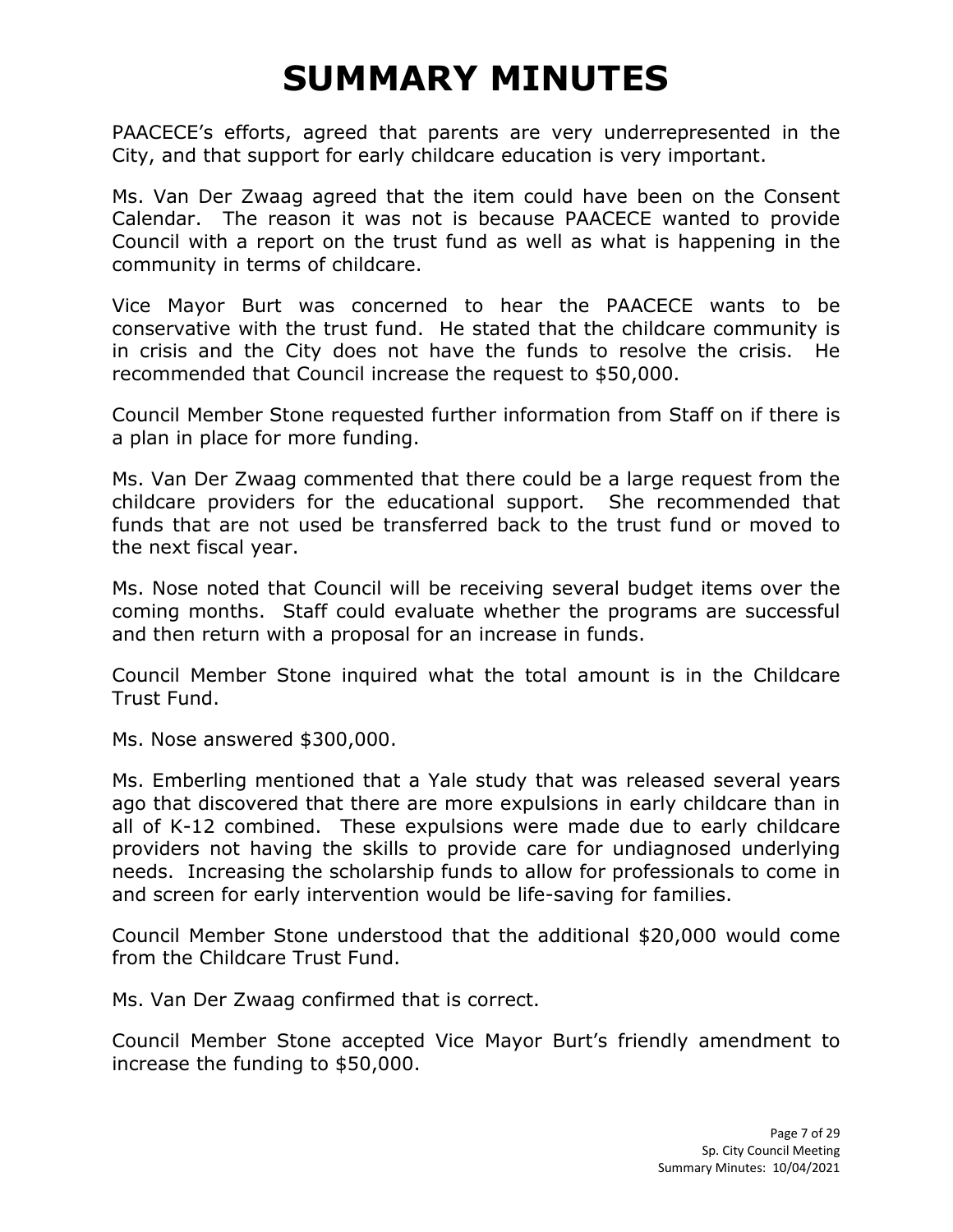# SUMMARY MINUTES

PAACECE's efforts, agreed that parents are very underrepresented in the City, and that support for early childcare education is very important.

Ms. Van Der Zwaag agreed that the item could have been on the Consent Calendar. The reason it was not is because PAACECE wanted to provide Council with a report on the trust fund as well as what is happening in the community in terms of childcare.

Vice Mayor Burt was concerned to hear the PAACECE wants to be conservative with the trust fund. He stated that the childcare community is in crisis and the City does not have the funds to resolve the crisis. He recommended that Council increase the request to $50,000.

Council Member Stone requested further information from Staff on if there is a plan in place for more funding.

Ms. Van Der Zwaag commented that there could be a large request from the childcare providers for the educational support. She recommended that funds that are not used be transferred back to the trust fund or moved to the next fiscal year.

Ms. Nose noted that Council will be receiving several budget items over the coming months. Staff could evaluate whether the programs are successful and then return with a proposal for an increase in funds.

Council Member Stone inquired what the total amount is in the Childcare Trust Fund.

Ms. Nose answered $300,000.

Ms. Emberling mentioned that a Yale study that was released several years ago that discovered that there are more expulsions in early childcare than in all of K-12 combined. These expulsions were made due to early childcare providers not having the skills to provide care for undiagnosed underlying needs. Increasing the scholarship funds to allow for professionals to come in and screen for early intervention would be life-saving for families.

Council Member Stone understood that the additional $20,000 would come from the Childcare Trust Fund.

Ms. Van Der Zwaag confirmed that is correct.

Council Member Stone accepted Vice Mayor Burt's friendly amendment to increase the funding to $50,000.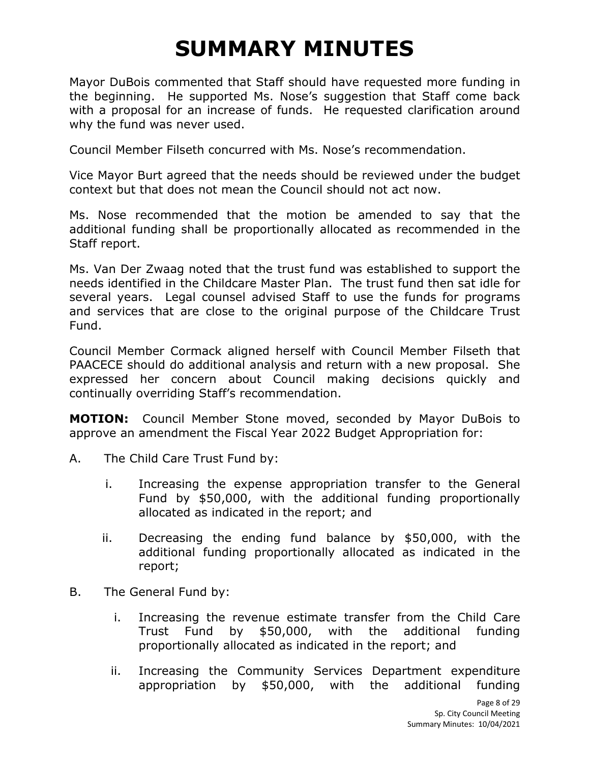# SUMMARY MINUTES

Mayor DuBois commented that Staff should have requested more funding in the beginning. He supported Ms. Nose's suggestion that Staff come back with a proposal for an increase of funds. He requested clarification around why the fund was never used.

Council Member Filseth concurred with Ms. Nose's recommendation.

Vice Mayor Burt agreed that the needs should be reviewed under the budget context but that does not mean the Council should not act now.

Ms. Nose recommended that the motion be amended to say that the additional funding shall be proportionally allocated as recommended in the Staff report.

Ms. Van Der Zwaag noted that the trust fund was established to support the needs identified in the Childcare Master Plan. The trust fund then sat idle for several years. Legal counsel advised Staff to use the funds for programs and services that are close to the original purpose of the Childcare Trust Fund.

Council Member Cormack aligned herself with Council Member Filseth that PAACECE should do additional analysis and return with a new proposal. She expressed her concern about Council making decisions quickly and continually overriding Staff's recommendation.

**MOTION:** Council Member Stone moved, seconded by Mayor DuBois to approve an amendment the Fiscal Year 2022 Budget Appropriation for:

A. The Child Care Trust Fund by:

   i. Increasing the expense appropriation transfer to the General Fund by $50,000, with the additional funding proportionally allocated as indicated in the report; and

   ii. Decreasing the ending fund balance by $50,000, with the additional funding proportionally allocated as indicated in the report;

B. The General Fund by:

   i. Increasing the revenue estimate transfer from the Child Care Trust Fund by $50,000, with the additional funding proportionally allocated as indicated in the report; and

   ii. Increasing the Community Services Department expenditure appropriation by $50,000, with the additional funding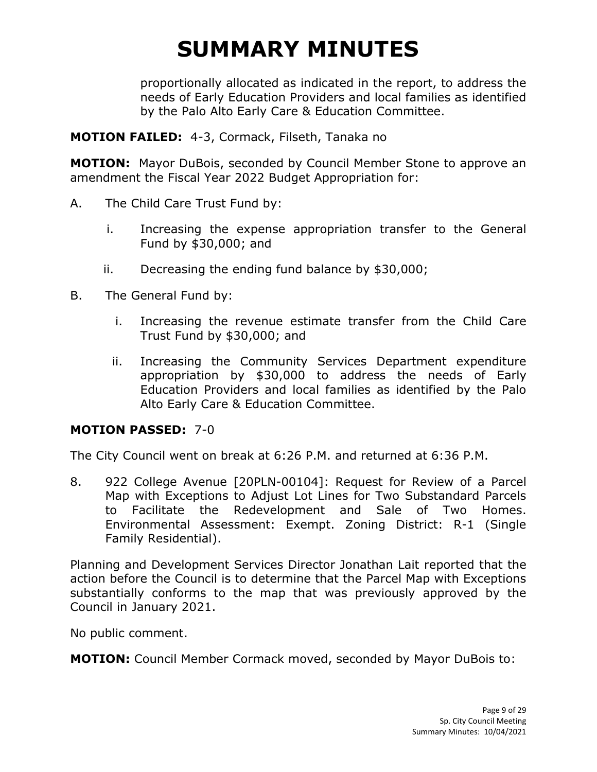# SUMMARY MINUTES

proportionally allocated as indicated in the report, to address the needs of Early Education Providers and local families as identified by the Palo Alto Early Care & Education Committee.

**MOTION FAILED:** 4-3, Cormack, Filseth, Tanaka no

**MOTION:** Mayor DuBois, seconded by Council Member Stone to approve an amendment the Fiscal Year 2022 Budget Appropriation for:

A. The Child Care Trust Fund by:

   i. Increasing the expense appropriation transfer to the General Fund by $30,000; and

   ii. Decreasing the ending fund balance by $30,000;

B. The General Fund by:

   i. Increasing the revenue estimate transfer from the Child Care Trust Fund by $30,000; and

   ii. Increasing the Community Services Department expenditure appropriation by $30,000 to address the needs of Early Education Providers and local families as identified by the Palo Alto Early Care & Education Committee.

**MOTION PASSED:** 7-0

The City Council went on break at 6:26 P.M. and returned at 6:36 P.M.

8. 922 College Avenue [20PLN-00104]: Request for Review of a Parcel Map with Exceptions to Adjust Lot Lines for Two Substandard Parcels to Facilitate the Redevelopment and Sale of Two Homes. Environmental Assessment: Exempt. Zoning District: R-1 (Single Family Residential).

Planning and Development Services Director Jonathan Lait reported that the action before the Council is to determine that the Parcel Map with Exceptions substantially conforms to the map that was previously approved by the Council in January 2021.

No public comment.

**MOTION:** Council Member Cormack moved, seconded by Mayor DuBois to: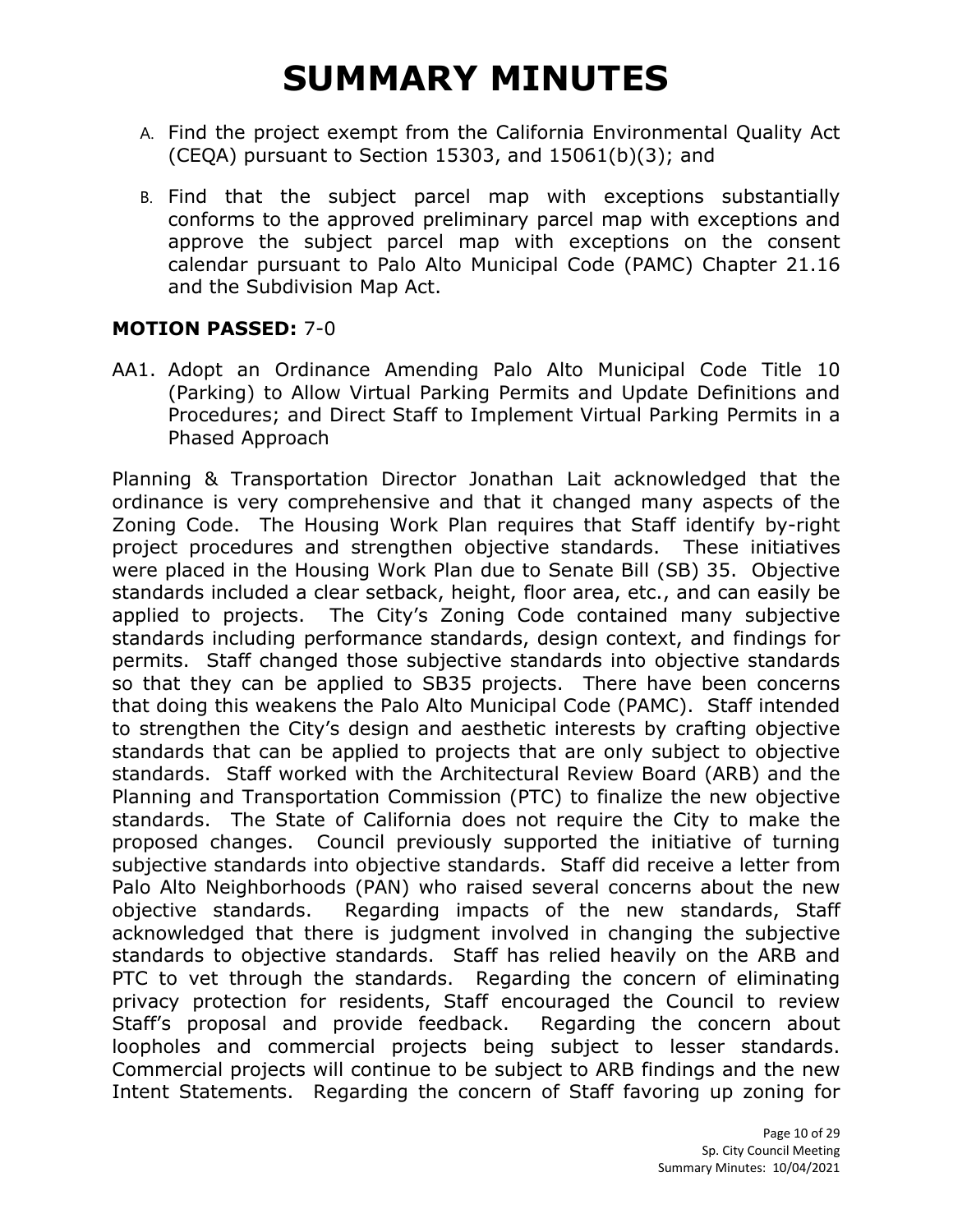A. Find the project exempt from the California Environmental Quality Act (CEQA) pursuant to Section 15303, and 15061(b)(3); and

B. Find that the subject parcel map with exceptions substantially conforms to the approved preliminary parcel map with exceptions and approve the subject parcel map with exceptions on the consent calendar pursuant to Palo Alto Municipal Code (PAMC) Chapter 21.16 and the Subdivision Map Act.

**MOTION PASSED:** 7-0

AA1. Adopt an Ordinance Amending Palo Alto Municipal Code Title 10 (Parking) to Allow Virtual Parking Permits and Update Definitions and Procedures; and Direct Staff to Implement Virtual Parking Permits in a Phased Approach

Planning & Transportation Director Jonathan Lait acknowledged that the ordinance is very comprehensive and that it changed many aspects of the Zoning Code. The Housing Work Plan requires that Staff identify by-right project procedures and strengthen objective standards. These initiatives were placed in the Housing Work Plan due to Senate Bill (SB) 35. Objective standards included a clear setback, height, floor area, etc., and can easily be applied to projects. The City's Zoning Code contained many subjective standards including performance standards, design context, and findings for permits. Staff changed those subjective standards into objective standards so that they can be applied to SB35 projects. There have been concerns that doing this weakens the Palo Alto Municipal Code (PAMC). Staff intended to strengthen the City's design and aesthetic interests by crafting objective standards that can be applied to projects that are only subject to objective standards. Staff worked with the Architectural Review Board (ARB) and the Planning and Transportation Commission (PTC) to finalize the new objective standards. The State of California does not require the City to make the proposed changes. Council previously supported the initiative of turning subjective standards into objective standards. Staff did receive a letter from Palo Alto Neighborhoods (PAN) who raised several concerns about the new objective standards. Regarding impacts of the new standards, Staff acknowledged that there is judgment involved in changing the subjective standards to objective standards. Staff has relied heavily on the ARB and PTC to vet through the standards. Regarding the concern of eliminating privacy protection for residents, Staff encouraged the Council to review Staff's proposal and provide feedback. Regarding the concern about loopholes and commercial projects being subject to lesser standards. Commercial projects will continue to be subject to ARB findings and the new Intent Statements. Regarding the concern of Staff favoring up zoning for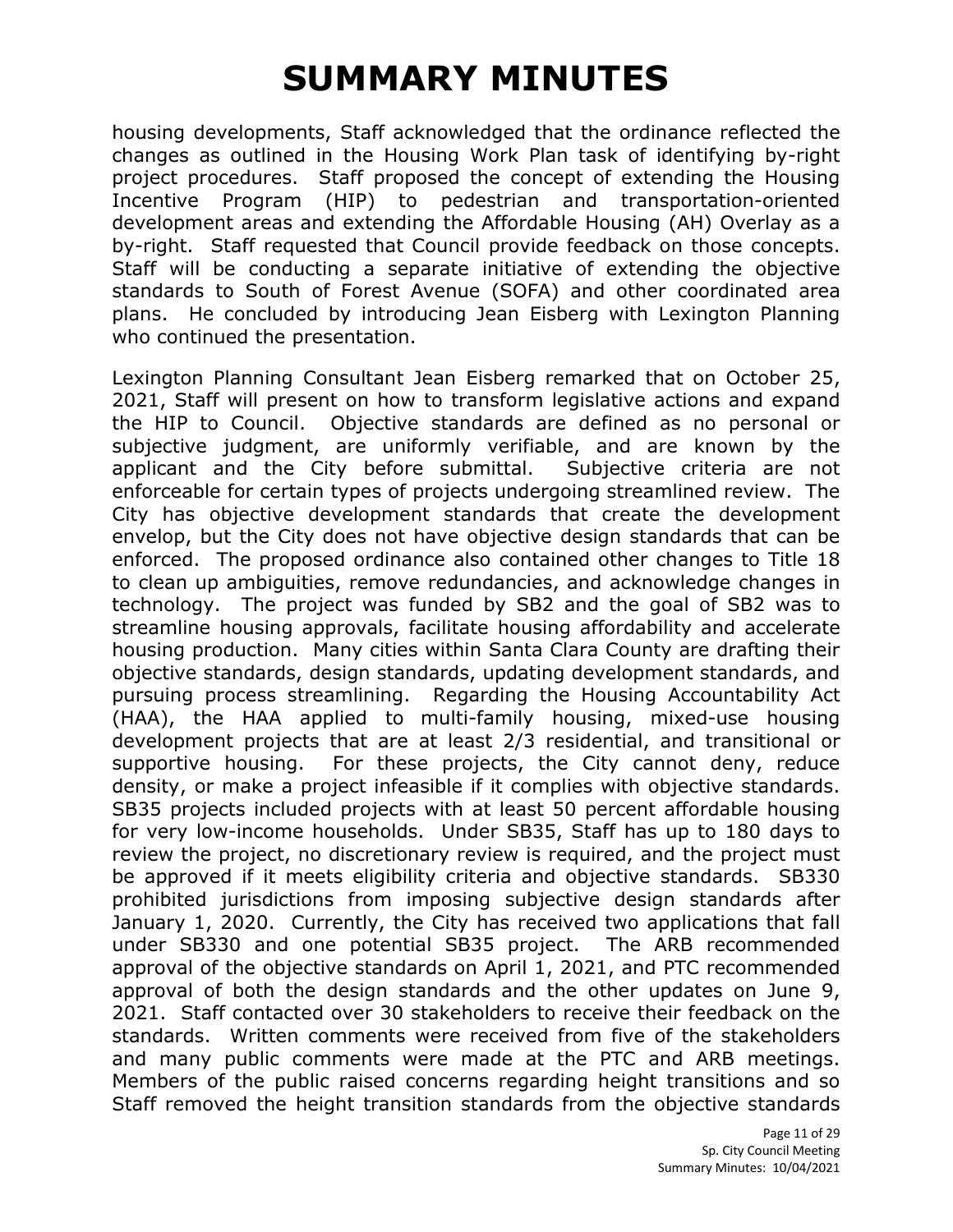housing developments, Staff acknowledged that the ordinance reflected the changes as outlined in the Housing Work Plan task of identifying by-right project procedures. Staff proposed the concept of extending the Housing Incentive Program (HIP) to pedestrian and transportation-oriented development areas and extending the Affordable Housing (AH) Overlay as a by-right. Staff requested that Council provide feedback on those concepts. Staff will be conducting a separate initiative of extending the objective standards to South of Forest Avenue (SOFA) and other coordinated area plans. He concluded by introducing Jean Eisberg with Lexington Planning who continued the presentation.

Lexington Planning Consultant Jean Eisberg remarked that on October 25, 2021, Staff will present on how to transform legislative actions and expand the HIP to Council. Objective standards are defined as no personal or subjective judgment, are uniformly verifiable, and are known by the applicant and the City before submittal. Subjective criteria are not enforceable for certain types of projects undergoing streamlined review. The City has objective development standards that create the development envelop, but the City does not have objective design standards that can be enforced. The proposed ordinance also contained other changes to Title 18 to clean up ambiguities, remove redundancies, and acknowledge changes in technology. The project was funded by SB2 and the goal of SB2 was to streamline housing approvals, facilitate housing affordability and accelerate housing production. Many cities within Santa Clara County are drafting their objective standards, design standards, updating development standards, and pursuing process streamlining. Regarding the Housing Accountability Act (HAA), the HAA applied to multi-family housing, mixed-use housing development projects that are at least 2/3 residential, and transitional or supportive housing. For these projects, the City cannot deny, reduce density, or make a project infeasible if it complies with objective standards. SB35 projects included projects with at least 50 percent affordable housing for very low-income households. Under SB35, Staff has up to 180 days to review the project, no discretionary review is required, and the project must be approved if it meets eligibility criteria and objective standards. SB330 prohibited jurisdictions from imposing subjective design standards after January 1, 2020. Currently, the City has received two applications that fall under SB330 and one potential SB35 project. The ARB recommended approval of the objective standards on April 1, 2021, and PTC recommended approval of both the design standards and the other updates on June 9, 2021. Staff contacted over 30 stakeholders to receive their feedback on the standards. Written comments were received from five of the stakeholders and many public comments were made at the PTC and ARB meetings. Members of the public raised concerns regarding height transitions and so Staff removed the height transition standards from the objective standards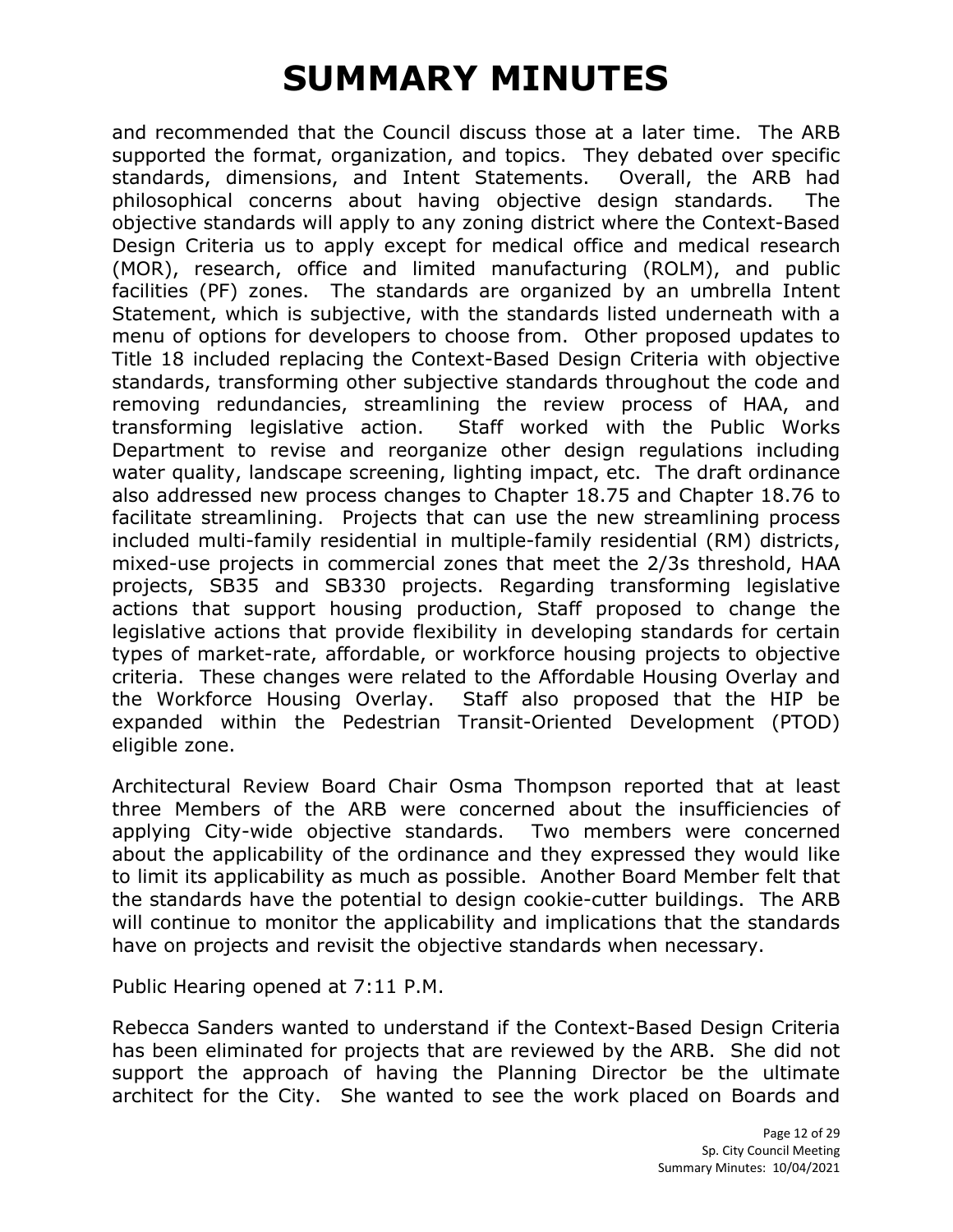# SUMMARY MINUTES

and recommended that the Council discuss those at a later time. The ARB supported the format, organization, and topics. They debated over specific standards, dimensions, and Intent Statements. Overall, the ARB had philosophical concerns about having objective design standards. The objective standards will apply to any zoning district where the Context-Based Design Criteria us to apply except for medical office and medical research (MOR), research, office and limited manufacturing (ROLM), and public facilities (PF) zones. The standards are organized by an umbrella Intent Statement, which is subjective, with the standards listed underneath with a menu of options for developers to choose from. Other proposed updates to Title 18 included replacing the Context-Based Design Criteria with objective standards, transforming other subjective standards throughout the code and removing redundancies, streamlining the review process of HAA, and transforming legislative action. Staff worked with the Public Works Department to revise and reorganize other design regulations including water quality, landscape screening, lighting impact, etc. The draft ordinance also addressed new process changes to Chapter 18.75 and Chapter 18.76 to facilitate streamlining. Projects that can use the new streamlining process included multi-family residential in multiple-family residential (RM) districts, mixed-use projects in commercial zones that meet the 2/3s threshold, HAA projects, SB35 and SB330 projects. Regarding transforming legislative actions that support housing production, Staff proposed to change the legislative actions that provide flexibility in developing standards for certain types of market-rate, affordable, or workforce housing projects to objective criteria. These changes were related to the Affordable Housing Overlay and the Workforce Housing Overlay. Staff also proposed that the HIP be expanded within the Pedestrian Transit-Oriented Development (PTOD) eligible zone.

Architectural Review Board Chair Osma Thompson reported that at least three Members of the ARB were concerned about the insufficiencies of applying City-wide objective standards. Two members were concerned about the applicability of the ordinance and they expressed they would like to limit its applicability as much as possible. Another Board Member felt that the standards have the potential to design cookie-cutter buildings. The ARB will continue to monitor the applicability and implications that the standards have on projects and revisit the objective standards when necessary.

Public Hearing opened at 7:11 P.M.

Rebecca Sanders wanted to understand if the Context-Based Design Criteria has been eliminated for projects that are reviewed by the ARB. She did not support the approach of having the Planning Director be the ultimate architect for the City. She wanted to see the work placed on Boards and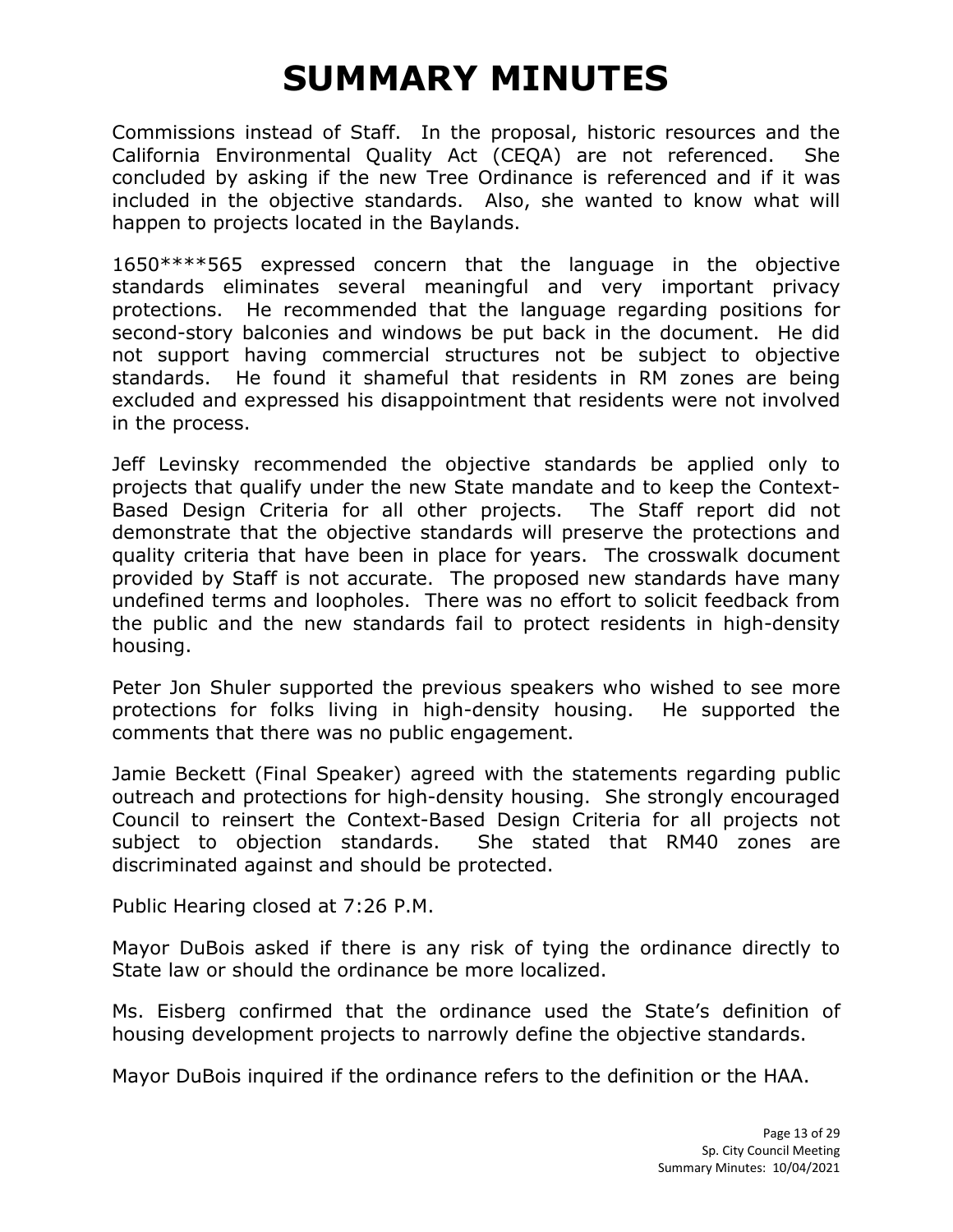# SUMMARY MINUTES

Commissions instead of Staff. In the proposal, historic resources and the California Environmental Quality Act (CEQA) are not referenced. She concluded by asking if the new Tree Ordinance is referenced and if it was included in the objective standards. Also, she wanted to know what will happen to projects located in the Baylands.

1650****565 expressed concern that the language in the objective standards eliminates several meaningful and very important privacy protections. He recommended that the language regarding positions for second-story balconies and windows be put back in the document. He did not support having commercial structures not be subject to objective standards. He found it shameful that residents in RM zones are being excluded and expressed his disappointment that residents were not involved in the process.

Jeff Levinsky recommended the objective standards be applied only to projects that qualify under the new State mandate and to keep the Context-Based Design Criteria for all other projects. The Staff report did not demonstrate that the objective standards will preserve the protections and quality criteria that have been in place for years. The crosswalk document provided by Staff is not accurate. The proposed new standards have many undefined terms and loopholes. There was no effort to solicit feedback from the public and the new standards fail to protect residents in high-density housing.

Peter Jon Shuler supported the previous speakers who wished to see more protections for folks living in high-density housing. He supported the comments that there was no public engagement.

Jamie Beckett (Final Speaker) agreed with the statements regarding public outreach and protections for high-density housing. She strongly encouraged Council to reinsert the Context-Based Design Criteria for all projects not subject to objection standards. She stated that RM40 zones are discriminated against and should be protected.

Public Hearing closed at 7:26 P.M.

Mayor DuBois asked if there is any risk of tying the ordinance directly to State law or should the ordinance be more localized.

Ms. Eisberg confirmed that the ordinance used the State's definition of housing development projects to narrowly define the objective standards.

Mayor DuBois inquired if the ordinance refers to the definition or the HAA.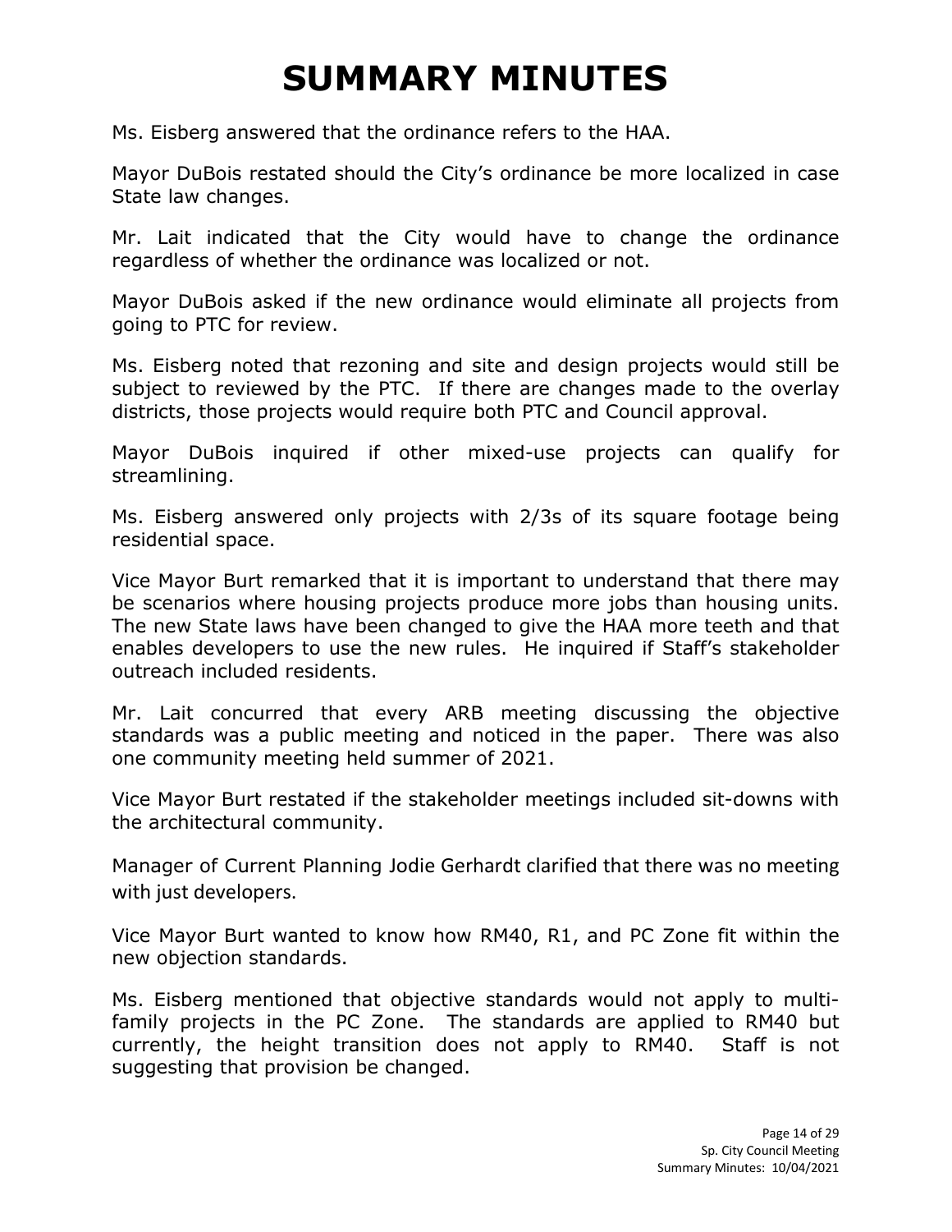# SUMMARY MINUTES

Ms. Eisberg answered that the ordinance refers to the HAA.

Mayor DuBois restated should the City's ordinance be more localized in case State law changes.

Mr. Lait indicated that the City would have to change the ordinance regardless of whether the ordinance was localized or not.

Mayor DuBois asked if the new ordinance would eliminate all projects from going to PTC for review.

Ms. Eisberg noted that rezoning and site and design projects would still be subject to reviewed by the PTC. If there are changes made to the overlay districts, those projects would require both PTC and Council approval.

Mayor DuBois inquired if other mixed-use projects can qualify for streamlining.

Ms. Eisberg answered only projects with 2/3s of its square footage being residential space.

Vice Mayor Burt remarked that it is important to understand that there may be scenarios where housing projects produce more jobs than housing units. The new State laws have been changed to give the HAA more teeth and that enables developers to use the new rules. He inquired if Staff's stakeholder outreach included residents.

Mr. Lait concurred that every ARB meeting discussing the objective standards was a public meeting and noticed in the paper. There was also one community meeting held summer of 2021.

Vice Mayor Burt restated if the stakeholder meetings included sit-downs with the architectural community.

Manager of Current Planning Jodie Gerhardt clarified that there was no meeting with just developers.

Vice Mayor Burt wanted to know how RM40, R1, and PC Zone fit within the new objection standards.

Ms. Eisberg mentioned that objective standards would not apply to multi-family projects in the PC Zone. The standards are applied to RM40 but currently, the height transition does not apply to RM40. Staff is not suggesting that provision be changed.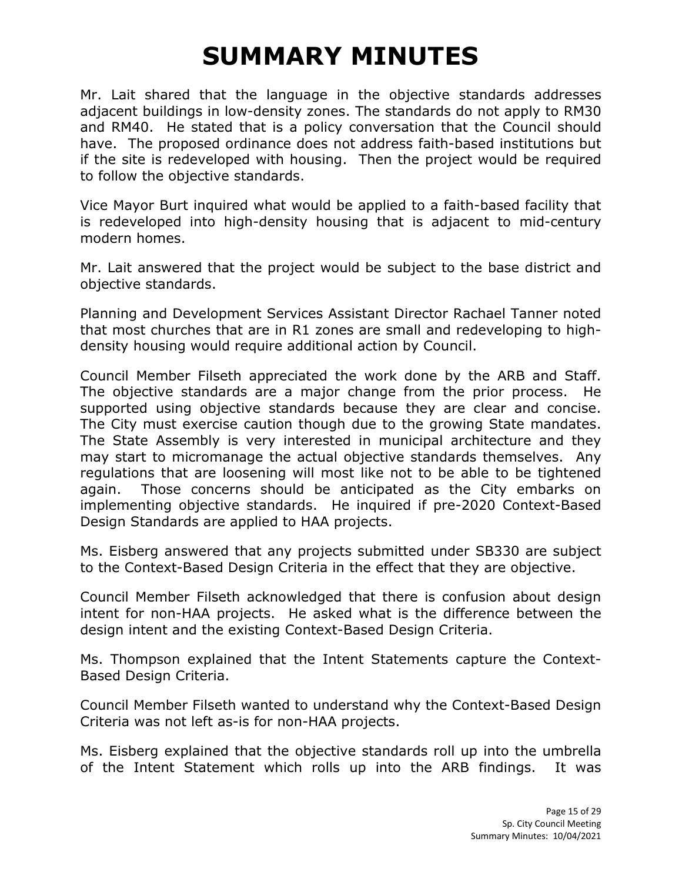# SUMMARY MINUTES

Mr. Lait shared that the language in the objective standards addresses adjacent buildings in low-density zones. The standards do not apply to RM30 and RM40. He stated that is a policy conversation that the Council should have. The proposed ordinance does not address faith-based institutions but if the site is redeveloped with housing. Then the project would be required to follow the objective standards.

Vice Mayor Burt inquired what would be applied to a faith-based facility that is redeveloped into high-density housing that is adjacent to mid-century modern homes.

Mr. Lait answered that the project would be subject to the base district and objective standards.

Planning and Development Services Assistant Director Rachael Tanner noted that most churches that are in R1 zones are small and redeveloping to high-density housing would require additional action by Council.

Council Member Filseth appreciated the work done by the ARB and Staff. The objective standards are a major change from the prior process. He supported using objective standards because they are clear and concise. The City must exercise caution though due to the growing State mandates. The State Assembly is very interested in municipal architecture and they may start to micromanage the actual objective standards themselves. Any regulations that are loosening will most like not to be able to be tightened again. Those concerns should be anticipated as the City embarks on implementing objective standards. He inquired if pre-2020 Context-Based Design Standards are applied to HAA projects.

Ms. Eisberg answered that any projects submitted under SB330 are subject to the Context-Based Design Criteria in the effect that they are objective.

Council Member Filseth acknowledged that there is confusion about design intent for non-HAA projects. He asked what is the difference between the design intent and the existing Context-Based Design Criteria.

Ms. Thompson explained that the Intent Statements capture the Context-Based Design Criteria.

Council Member Filseth wanted to understand why the Context-Based Design Criteria was not left as-is for non-HAA projects.

Ms. Eisberg explained that the objective standards roll up into the umbrella of the Intent Statement which rolls up into the ARB findings. It was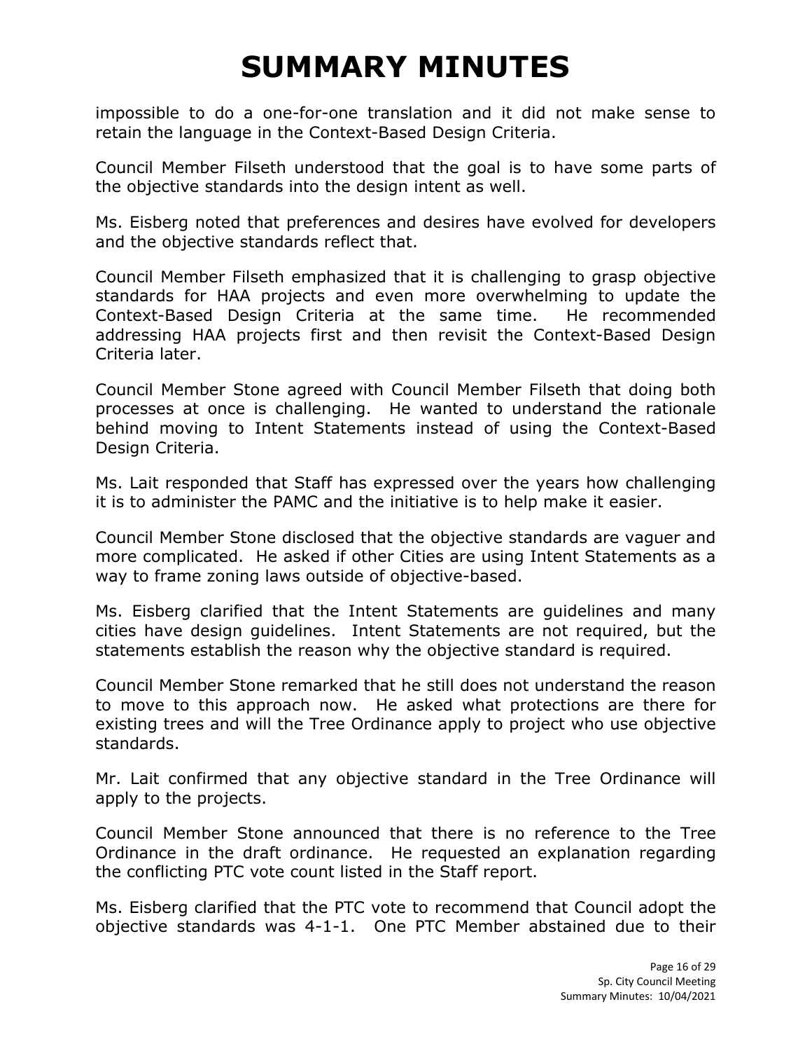# SUMMARY MINUTES

impossible to do a one-for-one translation and it did not make sense to retain the language in the Context-Based Design Criteria.

Council Member Filseth understood that the goal is to have some parts of the objective standards into the design intent as well.

Ms. Eisberg noted that preferences and desires have evolved for developers and the objective standards reflect that.

Council Member Filseth emphasized that it is challenging to grasp objective standards for HAA projects and even more overwhelming to update the Context-Based Design Criteria at the same time. He recommended addressing HAA projects first and then revisit the Context-Based Design Criteria later.

Council Member Stone agreed with Council Member Filseth that doing both processes at once is challenging. He wanted to understand the rationale behind moving to Intent Statements instead of using the Context-Based Design Criteria.

Ms. Lait responded that Staff has expressed over the years how challenging it is to administer the PAMC and the initiative is to help make it easier.

Council Member Stone disclosed that the objective standards are vaguer and more complicated. He asked if other Cities are using Intent Statements as a way to frame zoning laws outside of objective-based.

Ms. Eisberg clarified that the Intent Statements are guidelines and many cities have design guidelines. Intent Statements are not required, but the statements establish the reason why the objective standard is required.

Council Member Stone remarked that he still does not understand the reason to move to this approach now. He asked what protections are there for existing trees and will the Tree Ordinance apply to project who use objective standards.

Mr. Lait confirmed that any objective standard in the Tree Ordinance will apply to the projects.

Council Member Stone announced that there is no reference to the Tree Ordinance in the draft ordinance. He requested an explanation regarding the conflicting PTC vote count listed in the Staff report.

Ms. Eisberg clarified that the PTC vote to recommend that Council adopt the objective standards was 4-1-1. One PTC Member abstained due to their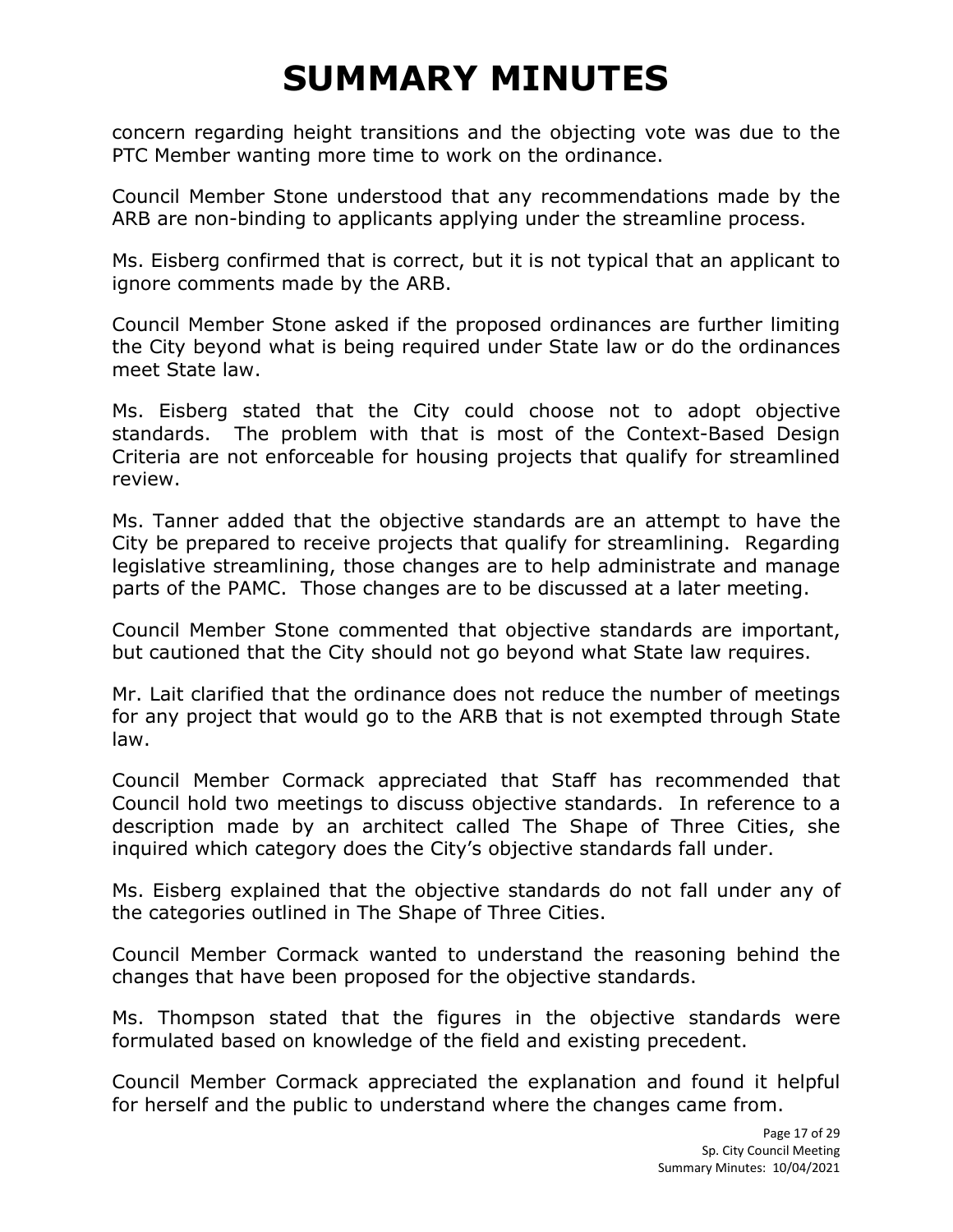concern regarding height transitions and the objecting vote was due to the PTC Member wanting more time to work on the ordinance.

Council Member Stone understood that any recommendations made by the ARB are non-binding to applicants applying under the streamline process.

Ms. Eisberg confirmed that is correct, but it is not typical that an applicant to ignore comments made by the ARB.

Council Member Stone asked if the proposed ordinances are further limiting the City beyond what is being required under State law or do the ordinances meet State law.

Ms. Eisberg stated that the City could choose not to adopt objective standards. The problem with that is most of the Context-Based Design Criteria are not enforceable for housing projects that qualify for streamlined review.

Ms. Tanner added that the objective standards are an attempt to have the City be prepared to receive projects that qualify for streamlining. Regarding legislative streamlining, those changes are to help administrate and manage parts of the PAMC. Those changes are to be discussed at a later meeting.

Council Member Stone commented that objective standards are important, but cautioned that the City should not go beyond what State law requires.

Mr. Lait clarified that the ordinance does not reduce the number of meetings for any project that would go to the ARB that is not exempted through State law.

Council Member Cormack appreciated that Staff has recommended that Council hold two meetings to discuss objective standards. In reference to a description made by an architect called The Shape of Three Cities, she inquired which category does the City's objective standards fall under.

Ms. Eisberg explained that the objective standards do not fall under any of the categories outlined in The Shape of Three Cities.

Council Member Cormack wanted to understand the reasoning behind the changes that have been proposed for the objective standards.

Ms. Thompson stated that the figures in the objective standards were formulated based on knowledge of the field and existing precedent.

Council Member Cormack appreciated the explanation and found it helpful for herself and the public to understand where the changes came from.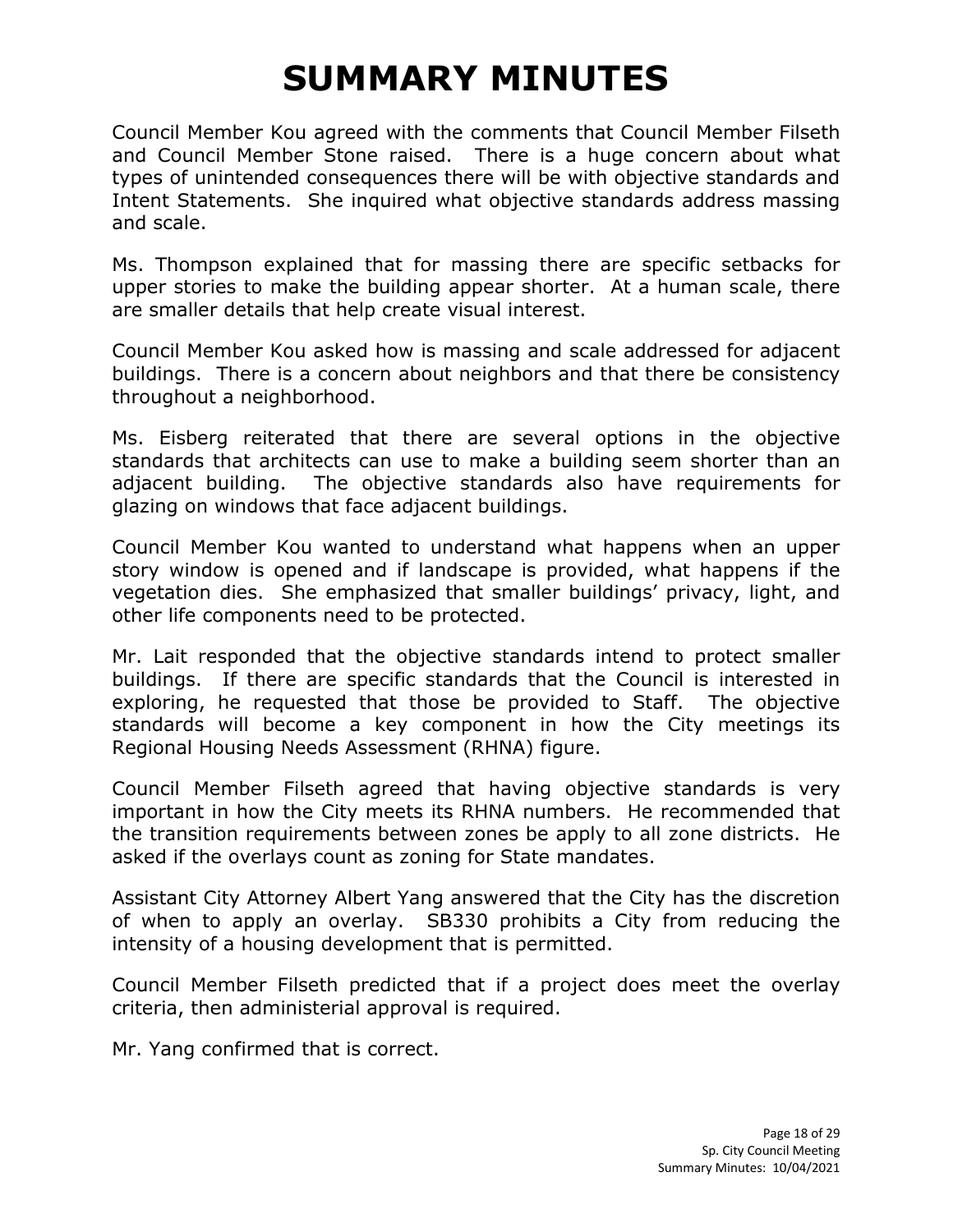# SUMMARY MINUTES

Council Member Kou agreed with the comments that Council Member Filseth and Council Member Stone raised. There is a huge concern about what types of unintended consequences there will be with objective standards and Intent Statements. She inquired what objective standards address massing and scale.

Ms. Thompson explained that for massing there are specific setbacks for upper stories to make the building appear shorter. At a human scale, there are smaller details that help create visual interest.

Council Member Kou asked how is massing and scale addressed for adjacent buildings. There is a concern about neighbors and that there be consistency throughout a neighborhood.

Ms. Eisberg reiterated that there are several options in the objective standards that architects can use to make a building seem shorter than an adjacent building. The objective standards also have requirements for glazing on windows that face adjacent buildings.

Council Member Kou wanted to understand what happens when an upper story window is opened and if landscape is provided, what happens if the vegetation dies. She emphasized that smaller buildings' privacy, light, and other life components need to be protected.

Mr. Lait responded that the objective standards intend to protect smaller buildings. If there are specific standards that the Council is interested in exploring, he requested that those be provided to Staff. The objective standards will become a key component in how the City meetings its Regional Housing Needs Assessment (RHNA) figure.

Council Member Filseth agreed that having objective standards is very important in how the City meets its RHNA numbers. He recommended that the transition requirements between zones be apply to all zone districts. He asked if the overlays count as zoning for State mandates.

Assistant City Attorney Albert Yang answered that the City has the discretion of when to apply an overlay. SB330 prohibits a City from reducing the intensity of a housing development that is permitted.

Council Member Filseth predicted that if a project does meet the overlay criteria, then administerial approval is required.

Mr. Yang confirmed that is correct.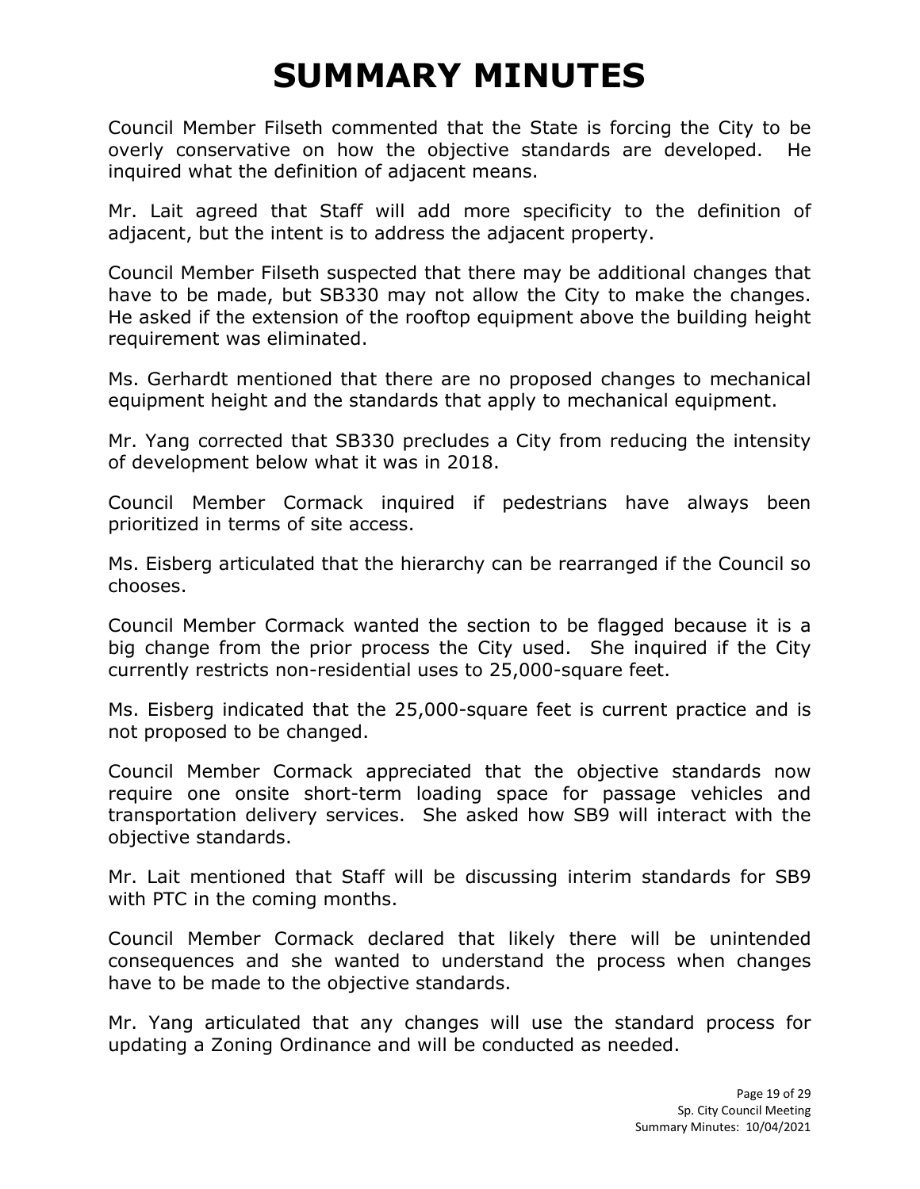# SUMMARY MINUTES

Council Member Filseth commented that the State is forcing the City to be overly conservative on how the objective standards are developed. He inquired what the definition of adjacent means.

Mr. Lait agreed that Staff will add more specificity to the definition of adjacent, but the intent is to address the adjacent property.

Council Member Filseth suspected that there may be additional changes that have to be made, but SB330 may not allow the City to make the changes. He asked if the extension of the rooftop equipment above the building height requirement was eliminated.

Ms. Gerhardt mentioned that there are no proposed changes to mechanical equipment height and the standards that apply to mechanical equipment.

Mr. Yang corrected that SB330 precludes a City from reducing the intensity of development below what it was in 2018.

Council Member Cormack inquired if pedestrians have always been prioritized in terms of site access.

Ms. Eisberg articulated that the hierarchy can be rearranged if the Council so chooses.

Council Member Cormack wanted the section to be flagged because it is a big change from the prior process the City used. She inquired if the City currently restricts non-residential uses to 25,000-square feet.

Ms. Eisberg indicated that the 25,000-square feet is current practice and is not proposed to be changed.

Council Member Cormack appreciated that the objective standards now require one onsite short-term loading space for passage vehicles and transportation delivery services. She asked how SB9 will interact with the objective standards.

Mr. Lait mentioned that Staff will be discussing interim standards for SB9 with PTC in the coming months.

Council Member Cormack declared that likely there will be unintended consequences and she wanted to understand the process when changes have to be made to the objective standards.

Mr. Yang articulated that any changes will use the standard process for updating a Zoning Ordinance and will be conducted as needed.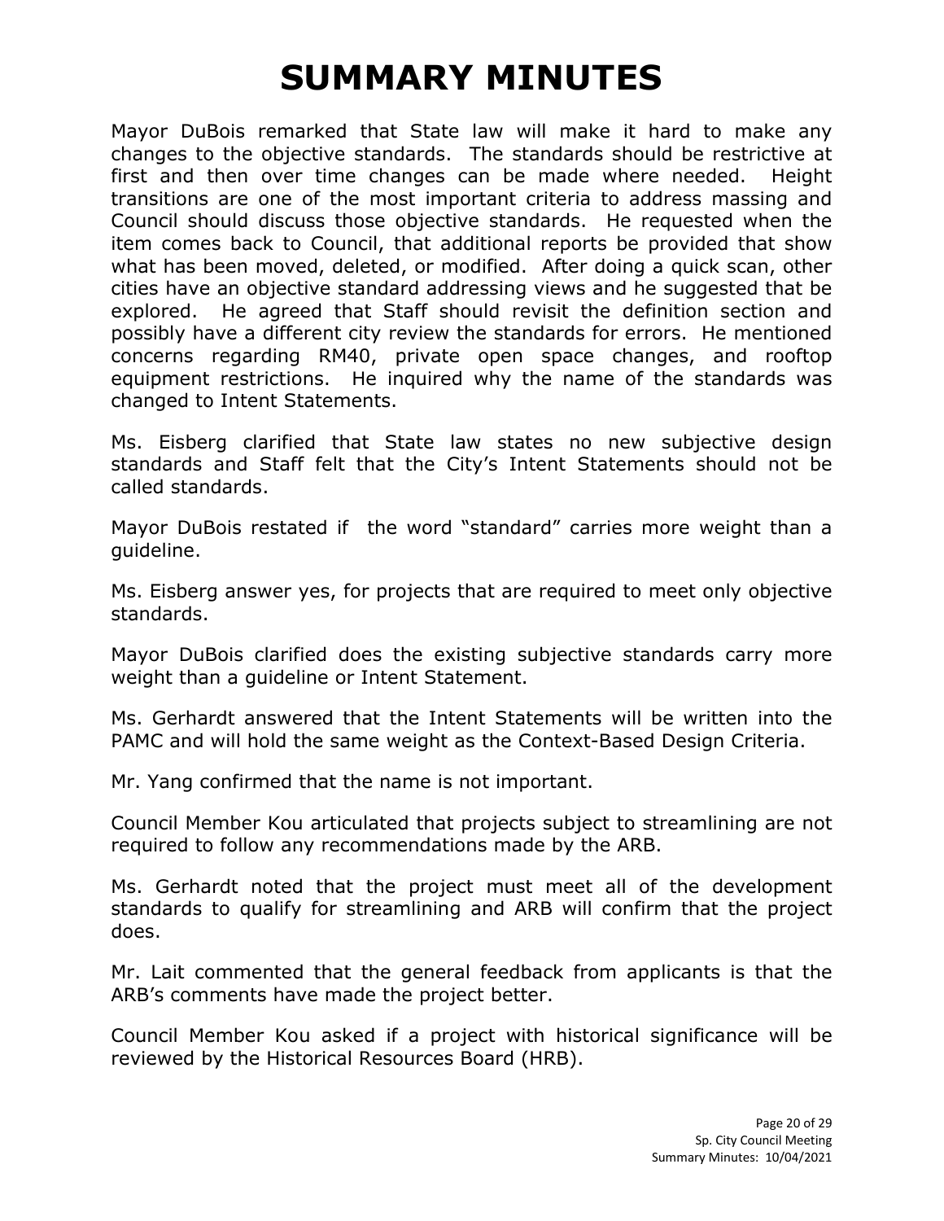# SUMMARY MINUTES

Mayor DuBois remarked that State law will make it hard to make any changes to the objective standards. The standards should be restrictive at first and then over time changes can be made where needed. Height transitions are one of the most important criteria to address massing and Council should discuss those objective standards. He requested when the item comes back to Council, that additional reports be provided that show what has been moved, deleted, or modified. After doing a quick scan, other cities have an objective standard addressing views and he suggested that be explored. He agreed that Staff should revisit the definition section and possibly have a different city review the standards for errors. He mentioned concerns regarding RM40, private open space changes, and rooftop equipment restrictions. He inquired why the name of the standards was changed to Intent Statements.

Ms. Eisberg clarified that State law states no new subjective design standards and Staff felt that the City's Intent Statements should not be called standards.

Mayor DuBois restated if the word "standard" carries more weight than a guideline.

Ms. Eisberg answer yes, for projects that are required to meet only objective standards.

Mayor DuBois clarified does the existing subjective standards carry more weight than a guideline or Intent Statement.

Ms. Gerhardt answered that the Intent Statements will be written into the PAMC and will hold the same weight as the Context-Based Design Criteria.

Mr. Yang confirmed that the name is not important.

Council Member Kou articulated that projects subject to streamlining are not required to follow any recommendations made by the ARB.

Ms. Gerhardt noted that the project must meet all of the development standards to qualify for streamlining and ARB will confirm that the project does.

Mr. Lait commented that the general feedback from applicants is that the ARB's comments have made the project better.

Council Member Kou asked if a project with historical significance will be reviewed by the Historical Resources Board (HRB).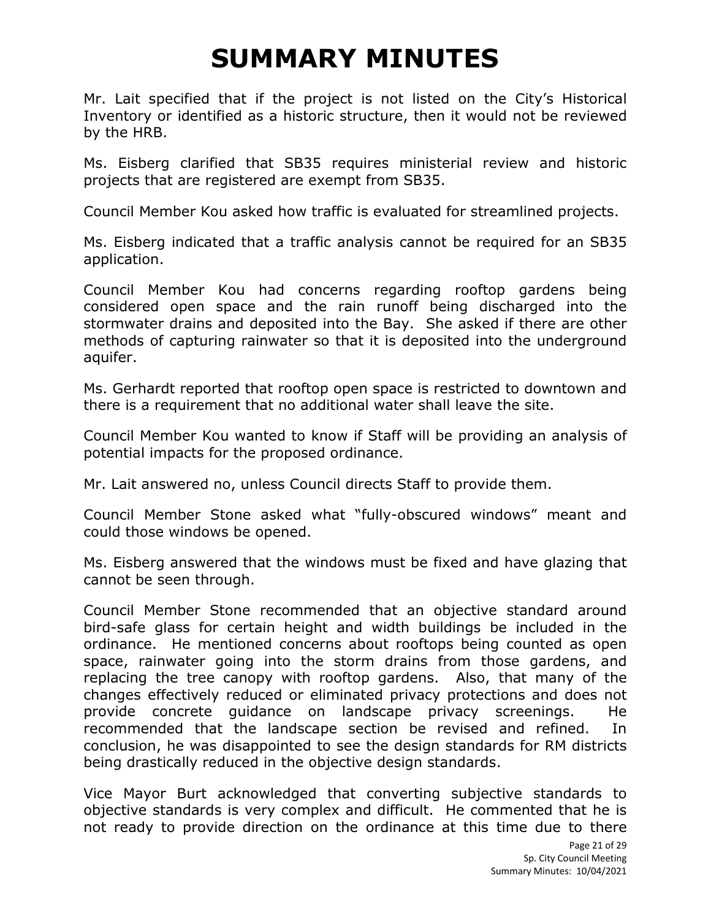# SUMMARY MINUTES

Mr. Lait specified that if the project is not listed on the City's Historical Inventory or identified as a historic structure, then it would not be reviewed by the HRB.

Ms. Eisberg clarified that SB35 requires ministerial review and historic projects that are registered are exempt from SB35.

Council Member Kou asked how traffic is evaluated for streamlined projects.

Ms. Eisberg indicated that a traffic analysis cannot be required for an SB35 application.

Council Member Kou had concerns regarding rooftop gardens being considered open space and the rain runoff being discharged into the stormwater drains and deposited into the Bay. She asked if there are other methods of capturing rainwater so that it is deposited into the underground aquifer.

Ms. Gerhardt reported that rooftop open space is restricted to downtown and there is a requirement that no additional water shall leave the site.

Council Member Kou wanted to know if Staff will be providing an analysis of potential impacts for the proposed ordinance.

Mr. Lait answered no, unless Council directs Staff to provide them.

Council Member Stone asked what "fully-obscured windows" meant and could those windows be opened.

Ms. Eisberg answered that the windows must be fixed and have glazing that cannot be seen through.

Council Member Stone recommended that an objective standard around bird-safe glass for certain height and width buildings be included in the ordinance. He mentioned concerns about rooftops being counted as open space, rainwater going into the storm drains from those gardens, and replacing the tree canopy with rooftop gardens. Also, that many of the changes effectively reduced or eliminated privacy protections and does not provide concrete guidance on landscape privacy screenings. He recommended that the landscape section be revised and refined. In conclusion, he was disappointed to see the design standards for RM districts being drastically reduced in the objective design standards.

Vice Mayor Burt acknowledged that converting subjective standards to objective standards is very complex and difficult. He commented that he is not ready to provide direction on the ordinance at this time due to there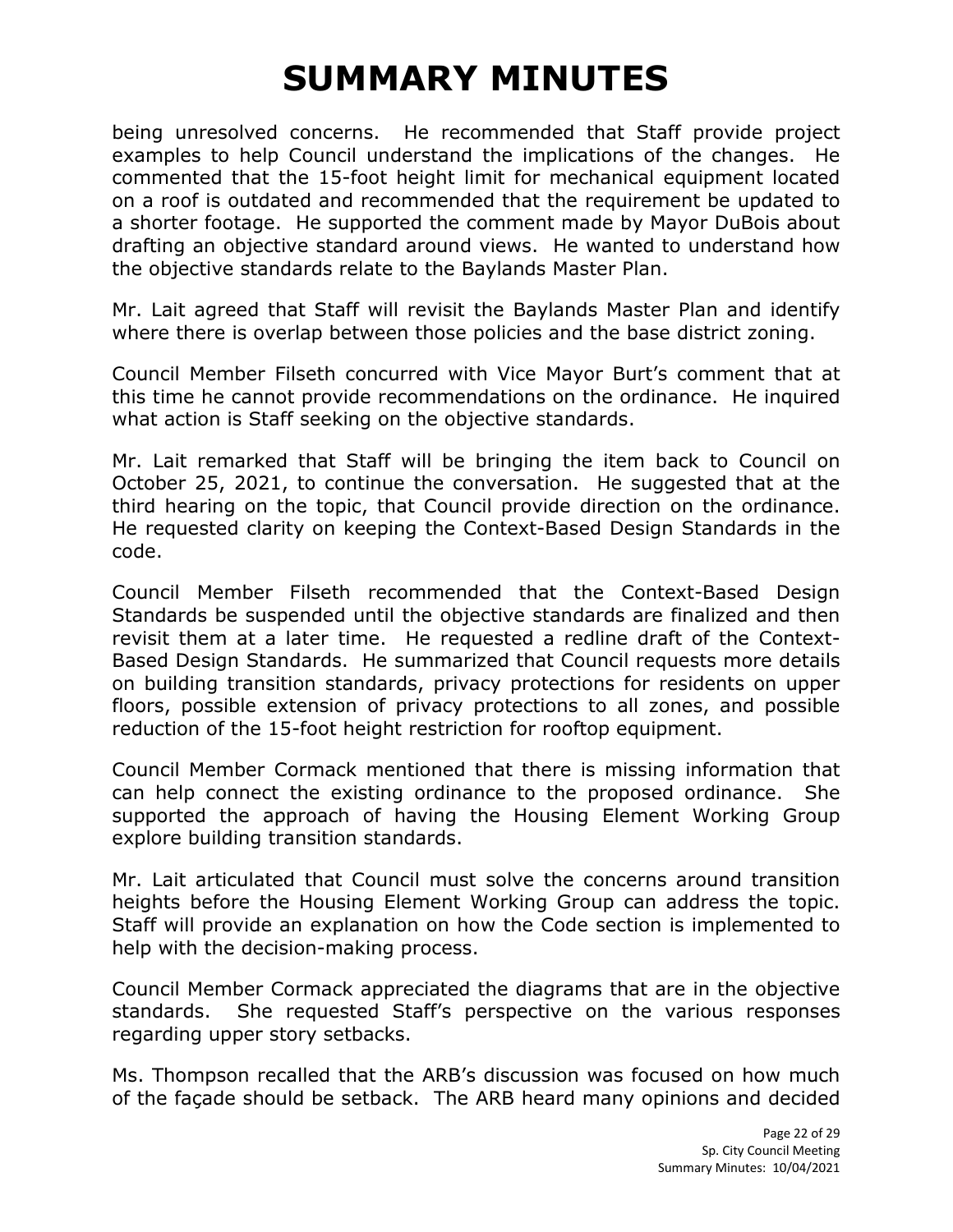being unresolved concerns. He recommended that Staff provide project examples to help Council understand the implications of the changes. He commented that the 15-foot height limit for mechanical equipment located on a roof is outdated and recommended that the requirement be updated to a shorter footage. He supported the comment made by Mayor DuBois about drafting an objective standard around views. He wanted to understand how the objective standards relate to the Baylands Master Plan.

Mr. Lait agreed that Staff will revisit the Baylands Master Plan and identify where there is overlap between those policies and the base district zoning.

Council Member Filseth concurred with Vice Mayor Burt's comment that at this time he cannot provide recommendations on the ordinance. He inquired what action is Staff seeking on the objective standards.

Mr. Lait remarked that Staff will be bringing the item back to Council on October 25, 2021, to continue the conversation. He suggested that at the third hearing on the topic, that Council provide direction on the ordinance. He requested clarity on keeping the Context-Based Design Standards in the code.

Council Member Filseth recommended that the Context-Based Design Standards be suspended until the objective standards are finalized and then revisit them at a later time. He requested a redline draft of the Context-Based Design Standards. He summarized that Council requests more details on building transition standards, privacy protections for residents on upper floors, possible extension of privacy protections to all zones, and possible reduction of the 15-foot height restriction for rooftop equipment.

Council Member Cormack mentioned that there is missing information that can help connect the existing ordinance to the proposed ordinance. She supported the approach of having the Housing Element Working Group explore building transition standards.

Mr. Lait articulated that Council must solve the concerns around transition heights before the Housing Element Working Group can address the topic. Staff will provide an explanation on how the Code section is implemented to help with the decision-making process.

Council Member Cormack appreciated the diagrams that are in the objective standards. She requested Staff's perspective on the various responses regarding upper story setbacks.

Ms. Thompson recalled that the ARB's discussion was focused on how much of the façade should be setback. The ARB heard many opinions and decided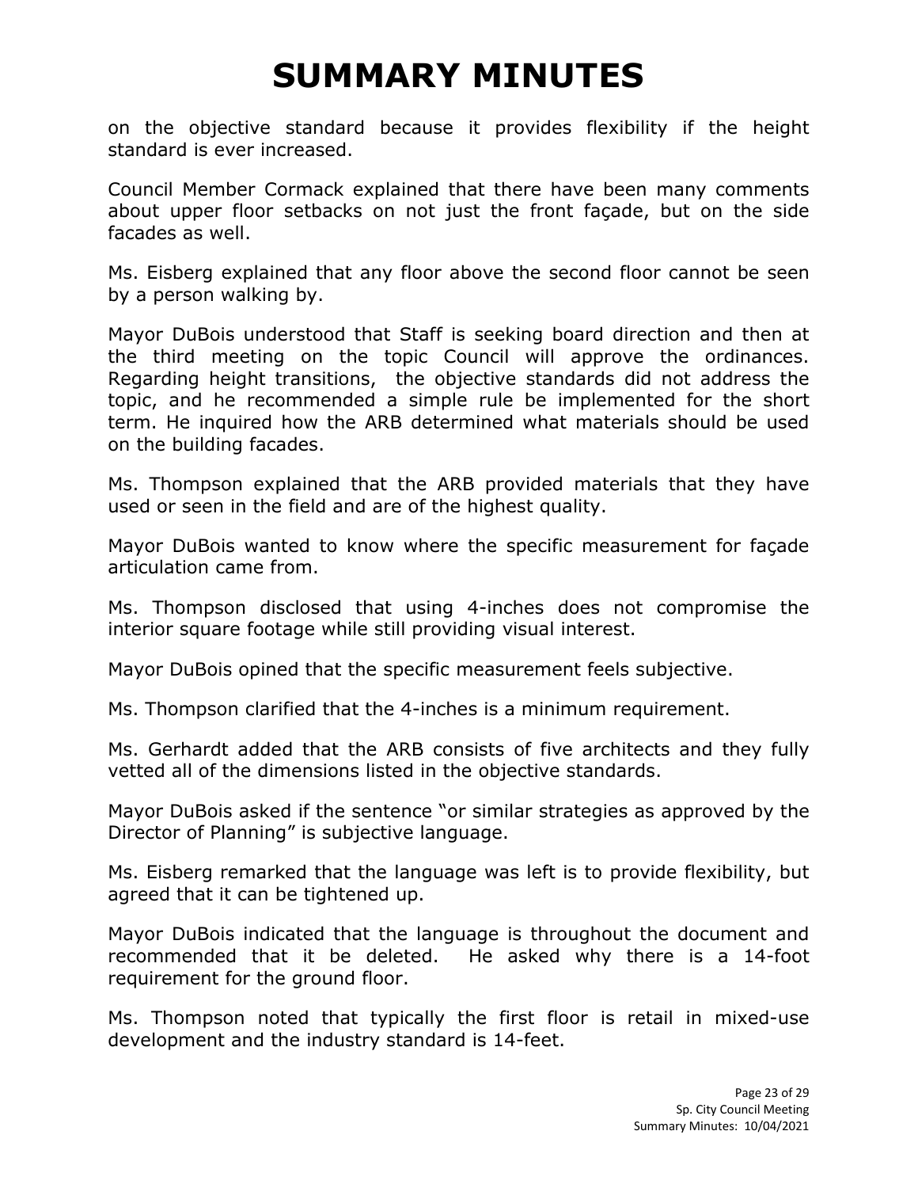# SUMMARY MINUTES

on the objective standard because it provides flexibility if the height standard is ever increased.

Council Member Cormack explained that there have been many comments about upper floor setbacks on not just the front façade, but on the side facades as well.

Ms. Eisberg explained that any floor above the second floor cannot be seen by a person walking by.

Mayor DuBois understood that Staff is seeking board direction and then at the third meeting on the topic Council will approve the ordinances. Regarding height transitions, the objective standards did not address the topic, and he recommended a simple rule be implemented for the short term. He inquired how the ARB determined what materials should be used on the building facades.

Ms. Thompson explained that the ARB provided materials that they have used or seen in the field and are of the highest quality.

Mayor DuBois wanted to know where the specific measurement for façade articulation came from.

Ms. Thompson disclosed that using 4-inches does not compromise the interior square footage while still providing visual interest.

Mayor DuBois opined that the specific measurement feels subjective.

Ms. Thompson clarified that the 4-inches is a minimum requirement.

Ms. Gerhardt added that the ARB consists of five architects and they fully vetted all of the dimensions listed in the objective standards.

Mayor DuBois asked if the sentence "or similar strategies as approved by the Director of Planning" is subjective language.

Ms. Eisberg remarked that the language was left is to provide flexibility, but agreed that it can be tightened up.

Mayor DuBois indicated that the language is throughout the document and recommended that it be deleted. He asked why there is a 14-foot requirement for the ground floor.

Ms. Thompson noted that typically the first floor is retail in mixed-use development and the industry standard is 14-feet.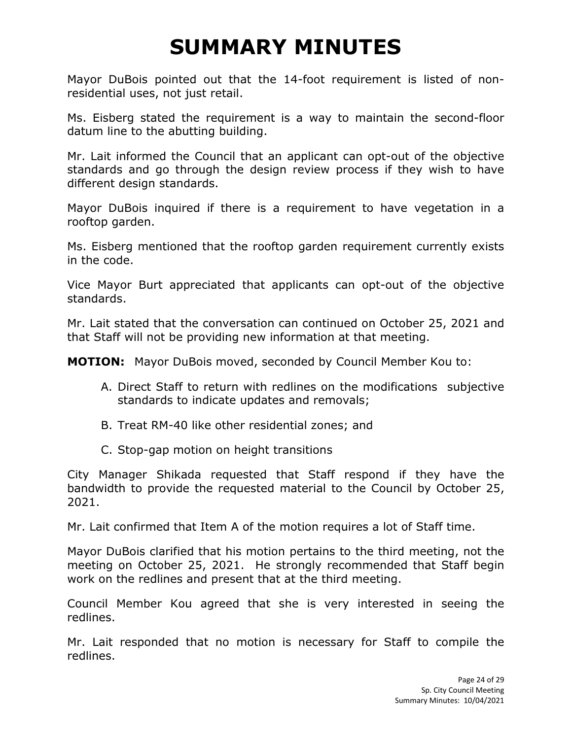# SUMMARY MINUTES

Mayor DuBois pointed out that the 14-foot requirement is listed of non-residential uses, not just retail.

Ms. Eisberg stated the requirement is a way to maintain the second-floor datum line to the abutting building.

Mr. Lait informed the Council that an applicant can opt-out of the objective standards and go through the design review process if they wish to have different design standards.

Mayor DuBois inquired if there is a requirement to have vegetation in a rooftop garden.

Ms. Eisberg mentioned that the rooftop garden requirement currently exists in the code.

Vice Mayor Burt appreciated that applicants can opt-out of the objective standards.

Mr. Lait stated that the conversation can continued on October 25, 2021 and that Staff will not be providing new information at that meeting.

**MOTION:** Mayor DuBois moved, seconded by Council Member Kou to:

A. Direct Staff to return with redlines on the modifications subjective standards to indicate updates and removals;

B. Treat RM-40 like other residential zones; and

C. Stop-gap motion on height transitions

City Manager Shikada requested that Staff respond if they have the bandwidth to provide the requested material to the Council by October 25, 2021.

Mr. Lait confirmed that Item A of the motion requires a lot of Staff time.

Mayor DuBois clarified that his motion pertains to the third meeting, not the meeting on October 25, 2021. He strongly recommended that Staff begin work on the redlines and present that at the third meeting.

Council Member Kou agreed that she is very interested in seeing the redlines.

Mr. Lait responded that no motion is necessary for Staff to compile the redlines.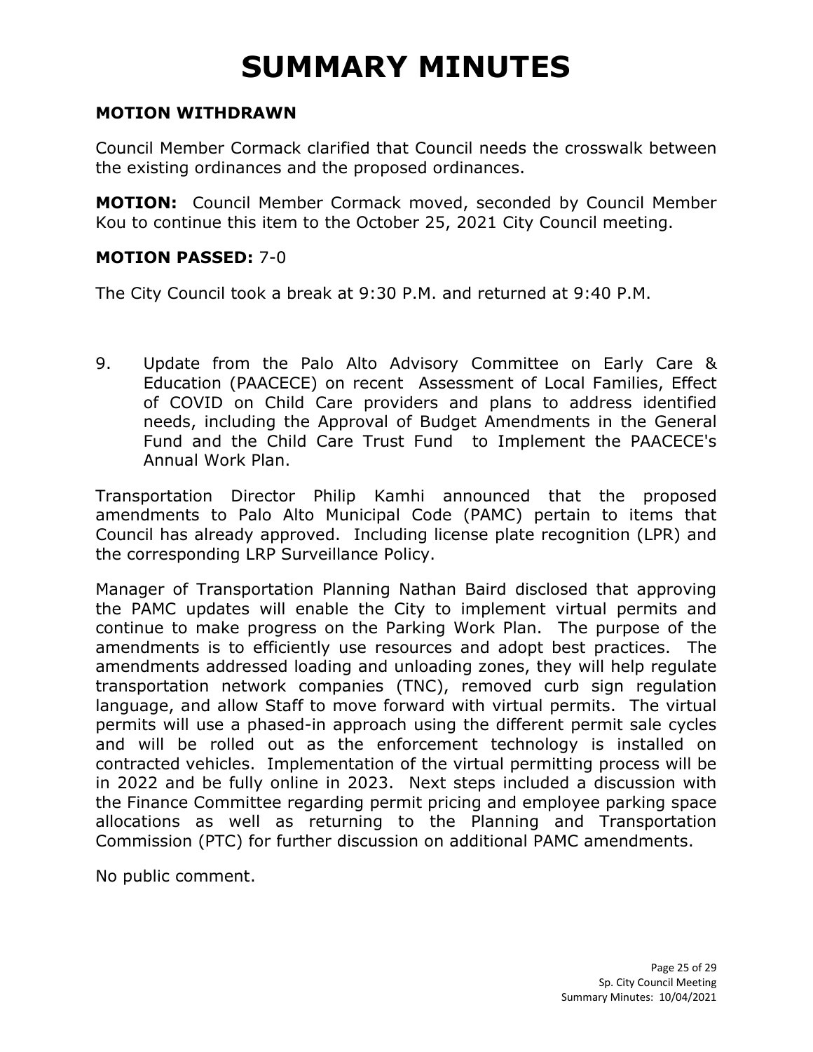# SUMMARY MINUTES

**MOTION WITHDRAWN**

Council Member Cormack clarified that Council needs the crosswalk between the existing ordinances and the proposed ordinances.

**MOTION:** Council Member Cormack moved, seconded by Council Member Kou to continue this item to the October 25, 2021 City Council meeting.

**MOTION PASSED:** 7-0

The City Council took a break at 9:30 P.M. and returned at 9:40 P.M.

9. Update from the Palo Alto Advisory Committee on Early Care & Education (PAACECE) on recent Assessment of Local Families, Effect of COVID on Child Care providers and plans to address identified needs, including the Approval of Budget Amendments in the General Fund and the Child Care Trust Fund to Implement the PAACECE's Annual Work Plan.

Transportation Director Philip Kamhi announced that the proposed amendments to Palo Alto Municipal Code (PAMC) pertain to items that Council has already approved. Including license plate recognition (LPR) and the corresponding LRP Surveillance Policy.

Manager of Transportation Planning Nathan Baird disclosed that approving the PAMC updates will enable the City to implement virtual permits and continue to make progress on the Parking Work Plan. The purpose of the amendments is to efficiently use resources and adopt best practices. The amendments addressed loading and unloading zones, they will help regulate transportation network companies (TNC), removed curb sign regulation language, and allow Staff to move forward with virtual permits. The virtual permits will use a phased-in approach using the different permit sale cycles and will be rolled out as the enforcement technology is installed on contracted vehicles. Implementation of the virtual permitting process will be in 2022 and be fully online in 2023. Next steps included a discussion with the Finance Committee regarding permit pricing and employee parking space allocations as well as returning to the Planning and Transportation Commission (PTC) for further discussion on additional PAMC amendments.

No public comment.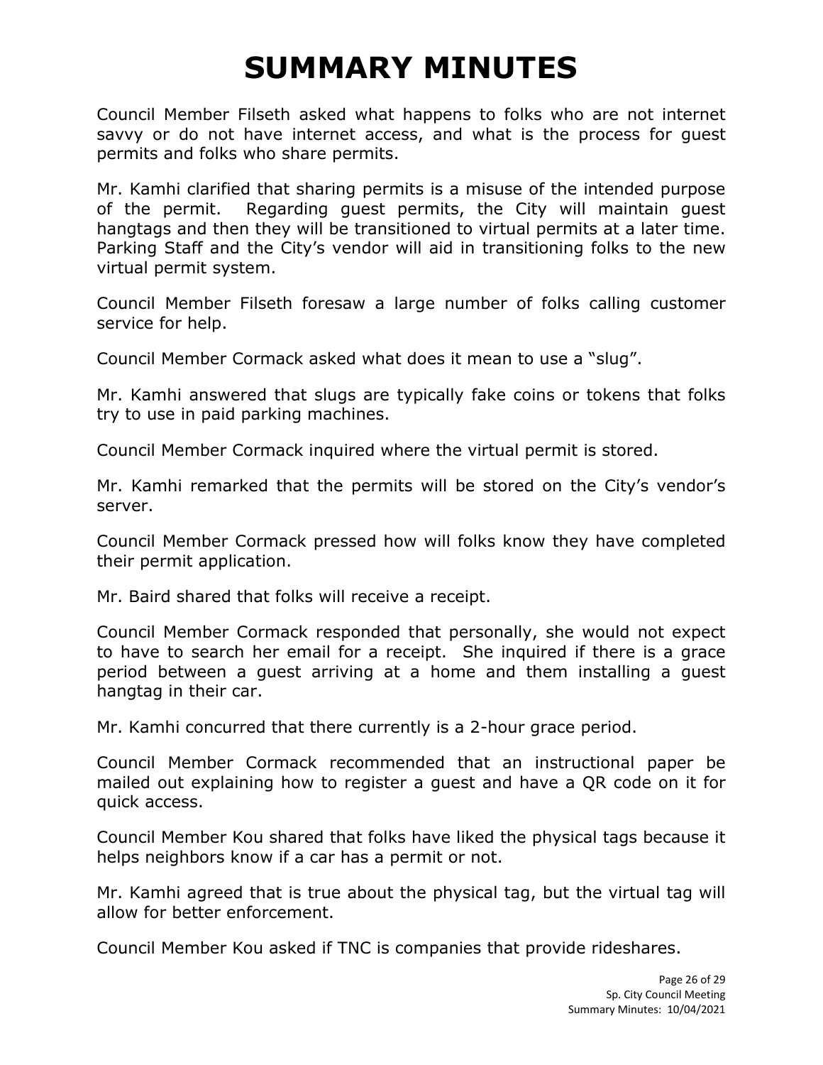# SUMMARY MINUTES

Council Member Filseth asked what happens to folks who are not internet savvy or do not have internet access, and what is the process for guest permits and folks who share permits.

Mr. Kamhi clarified that sharing permits is a misuse of the intended purpose of the permit. Regarding guest permits, the City will maintain guest hangtags and then they will be transitioned to virtual permits at a later time. Parking Staff and the City's vendor will aid in transitioning folks to the new virtual permit system.

Council Member Filseth foresaw a large number of folks calling customer service for help.

Council Member Cormack asked what does it mean to use a "slug".

Mr. Kamhi answered that slugs are typically fake coins or tokens that folks try to use in paid parking machines.

Council Member Cormack inquired where the virtual permit is stored.

Mr. Kamhi remarked that the permits will be stored on the City's vendor's server.

Council Member Cormack pressed how will folks know they have completed their permit application.

Mr. Baird shared that folks will receive a receipt.

Council Member Cormack responded that personally, she would not expect to have to search her email for a receipt. She inquired if there is a grace period between a guest arriving at a home and them installing a guest hangtag in their car.

Mr. Kamhi concurred that there currently is a 2-hour grace period.

Council Member Cormack recommended that an instructional paper be mailed out explaining how to register a guest and have a QR code on it for quick access.

Council Member Kou shared that folks have liked the physical tags because it helps neighbors know if a car has a permit or not.

Mr. Kamhi agreed that is true about the physical tag, but the virtual tag will allow for better enforcement.

Council Member Kou asked if TNC is companies that provide rideshares.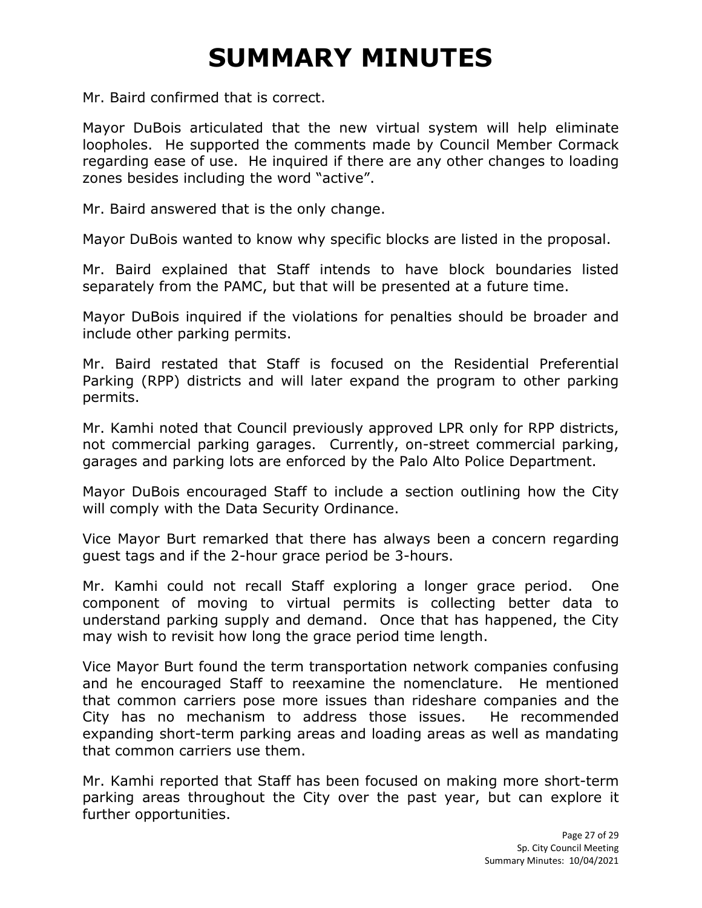# SUMMARY MINUTES

Mr. Baird confirmed that is correct.

Mayor DuBois articulated that the new virtual system will help eliminate loopholes. He supported the comments made by Council Member Cormack regarding ease of use. He inquired if there are any other changes to loading zones besides including the word "active".

Mr. Baird answered that is the only change.

Mayor DuBois wanted to know why specific blocks are listed in the proposal.

Mr. Baird explained that Staff intends to have block boundaries listed separately from the PAMC, but that will be presented at a future time.

Mayor DuBois inquired if the violations for penalties should be broader and include other parking permits.

Mr. Baird restated that Staff is focused on the Residential Preferential Parking (RPP) districts and will later expand the program to other parking permits.

Mr. Kamhi noted that Council previously approved LPR only for RPP districts, not commercial parking garages. Currently, on-street commercial parking, garages and parking lots are enforced by the Palo Alto Police Department.

Mayor DuBois encouraged Staff to include a section outlining how the City will comply with the Data Security Ordinance.

Vice Mayor Burt remarked that there has always been a concern regarding guest tags and if the 2-hour grace period be 3-hours.

Mr. Kamhi could not recall Staff exploring a longer grace period. One component of moving to virtual permits is collecting better data to understand parking supply and demand. Once that has happened, the City may wish to revisit how long the grace period time length.

Vice Mayor Burt found the term transportation network companies confusing and he encouraged Staff to reexamine the nomenclature. He mentioned that common carriers pose more issues than rideshare companies and the City has no mechanism to address those issues. He recommended expanding short-term parking areas and loading areas as well as mandating that common carriers use them.

Mr. Kamhi reported that Staff has been focused on making more short-term parking areas throughout the City over the past year, but can explore it further opportunities.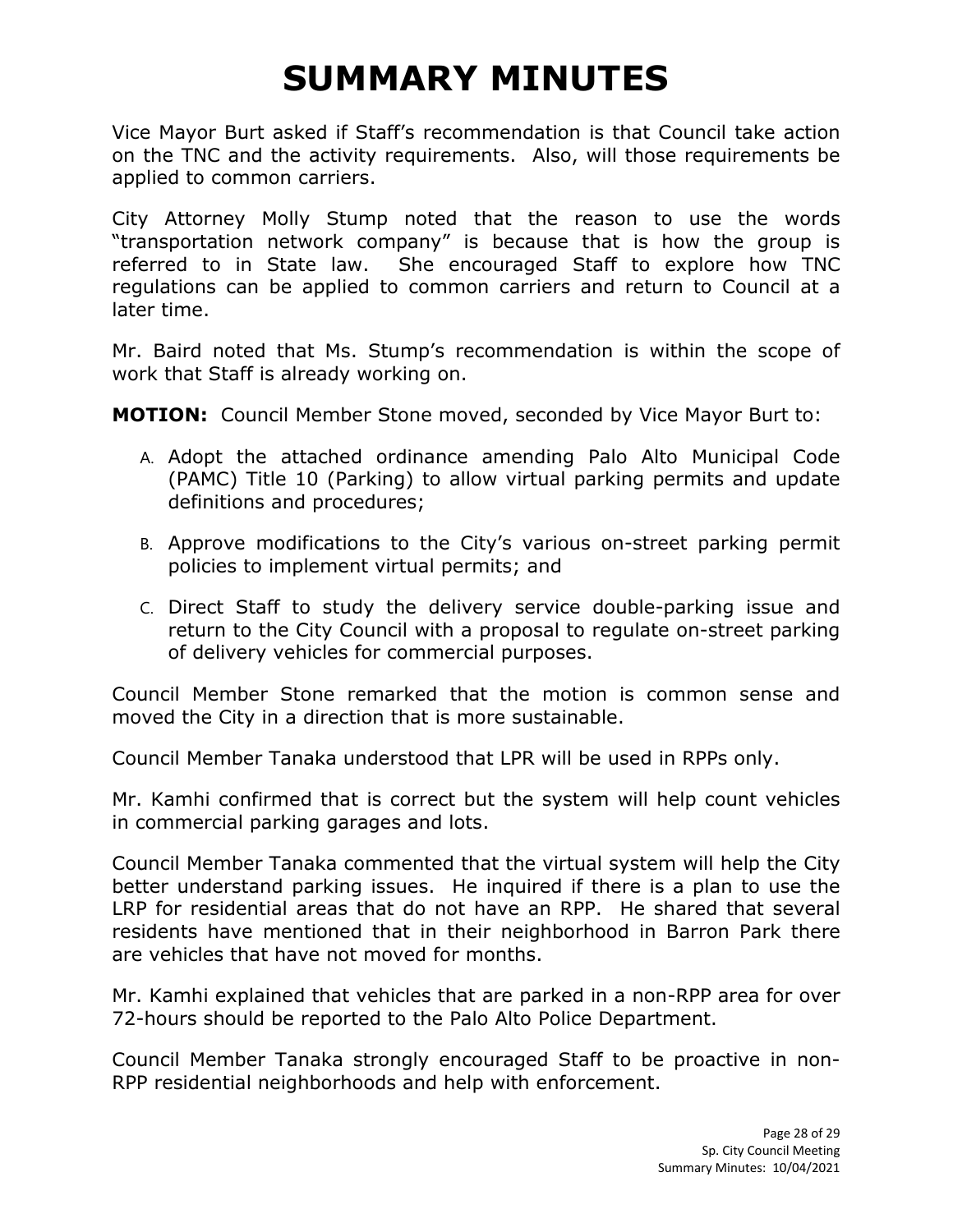# SUMMARY MINUTES

Vice Mayor Burt asked if Staff's recommendation is that Council take action on the TNC and the activity requirements. Also, will those requirements be applied to common carriers.

City Attorney Molly Stump noted that the reason to use the words "transportation network company" is because that is how the group is referred to in State law. She encouraged Staff to explore how TNC regulations can be applied to common carriers and return to Council at a later time.

Mr. Baird noted that Ms. Stump's recommendation is within the scope of work that Staff is already working on.

**MOTION:** Council Member Stone moved, seconded by Vice Mayor Burt to:

A. Adopt the attached ordinance amending Palo Alto Municipal Code (PAMC) Title 10 (Parking) to allow virtual parking permits and update definitions and procedures;

B. Approve modifications to the City's various on-street parking permit policies to implement virtual permits; and

C. Direct Staff to study the delivery service double-parking issue and return to the City Council with a proposal to regulate on-street parking of delivery vehicles for commercial purposes.

Council Member Stone remarked that the motion is common sense and moved the City in a direction that is more sustainable.

Council Member Tanaka understood that LPR will be used in RPPs only.

Mr. Kamhi confirmed that is correct but the system will help count vehicles in commercial parking garages and lots.

Council Member Tanaka commented that the virtual system will help the City better understand parking issues. He inquired if there is a plan to use the LRP for residential areas that do not have an RPP. He shared that several residents have mentioned that in their neighborhood in Barron Park there are vehicles that have not moved for months.

Mr. Kamhi explained that vehicles that are parked in a non-RPP area for over 72-hours should be reported to the Palo Alto Police Department.

Council Member Tanaka strongly encouraged Staff to be proactive in non-RPP residential neighborhoods and help with enforcement.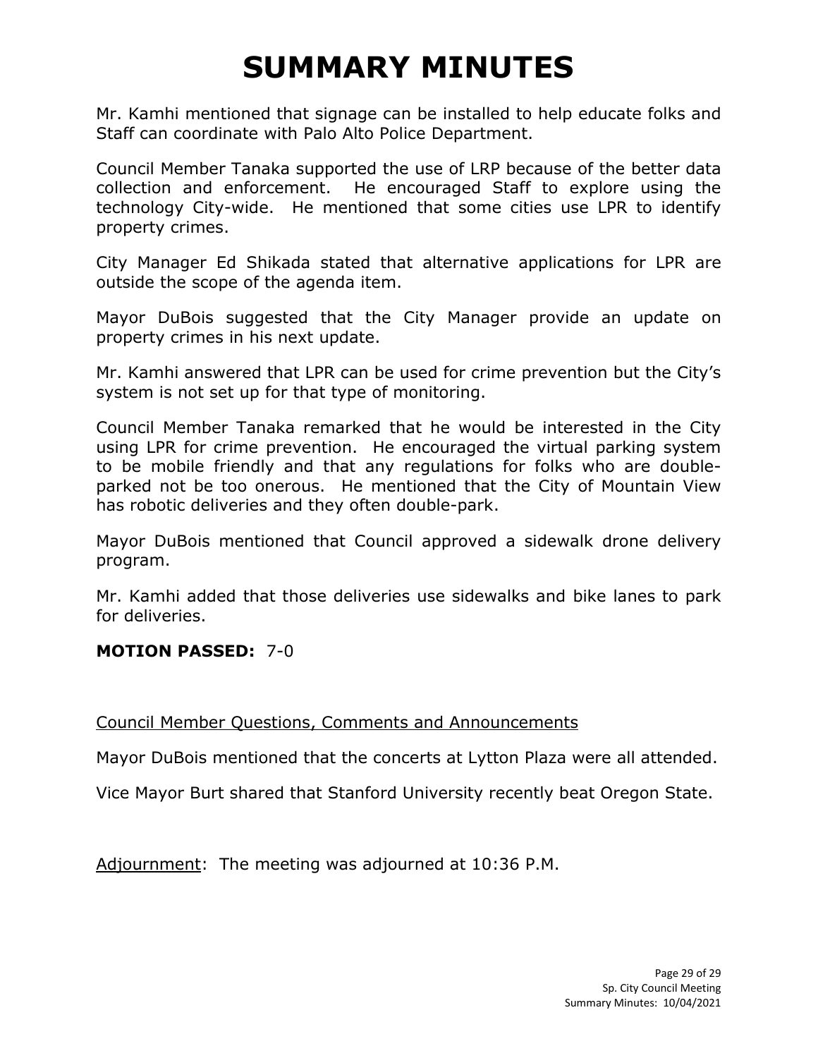# SUMMARY MINUTES

Mr. Kamhi mentioned that signage can be installed to help educate folks and Staff can coordinate with Palo Alto Police Department.

Council Member Tanaka supported the use of LRP because of the better data collection and enforcement. He encouraged Staff to explore using the technology City-wide. He mentioned that some cities use LPR to identify property crimes.

City Manager Ed Shikada stated that alternative applications for LPR are outside the scope of the agenda item.

Mayor DuBois suggested that the City Manager provide an update on property crimes in his next update.

Mr. Kamhi answered that LPR can be used for crime prevention but the City's system is not set up for that type of monitoring.

Council Member Tanaka remarked that he would be interested in the City using LPR for crime prevention. He encouraged the virtual parking system to be mobile friendly and that any regulations for folks who are double-parked not be too onerous. He mentioned that the City of Mountain View has robotic deliveries and they often double-park.

Mayor DuBois mentioned that Council approved a sidewalk drone delivery program.

Mr. Kamhi added that those deliveries use sidewalks and bike lanes to park for deliveries.

**MOTION PASSED:** 7-0

Council Member Questions, Comments and Announcements

Mayor DuBois mentioned that the concerts at Lytton Plaza were all attended.

Vice Mayor Burt shared that Stanford University recently beat Oregon State.

Adjournment: The meeting was adjourned at 10:36 P.M.